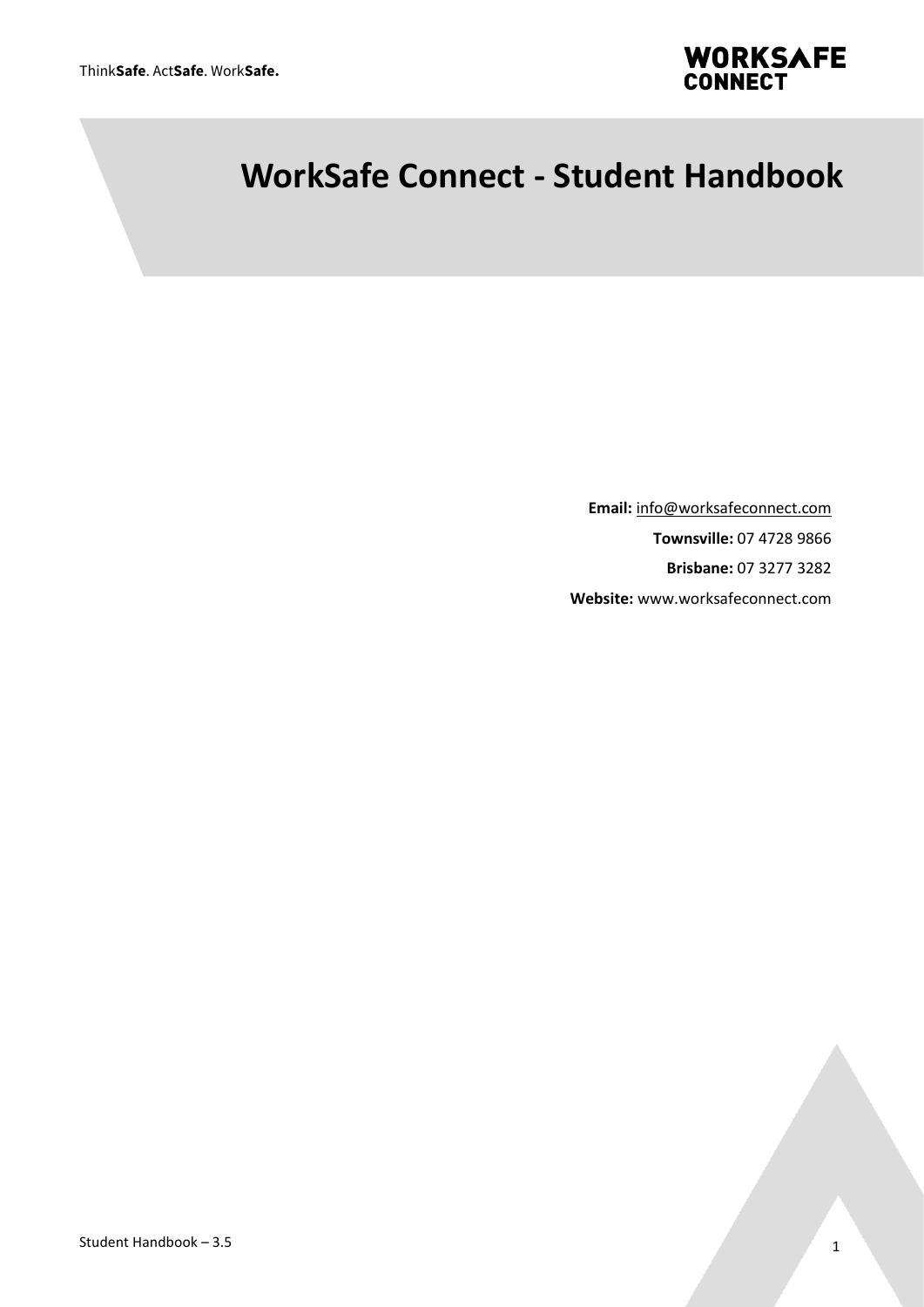Think**Safe**. Act**Safe**. Work**Safe.**

# WorkSafe Connect - Student Handbook

**Email:** info@worksafeconnect.com

**Townsville:** 07 4728 9866

**Brisbane:** 07 3277 3282

**Website:** www.worksafeconnect.com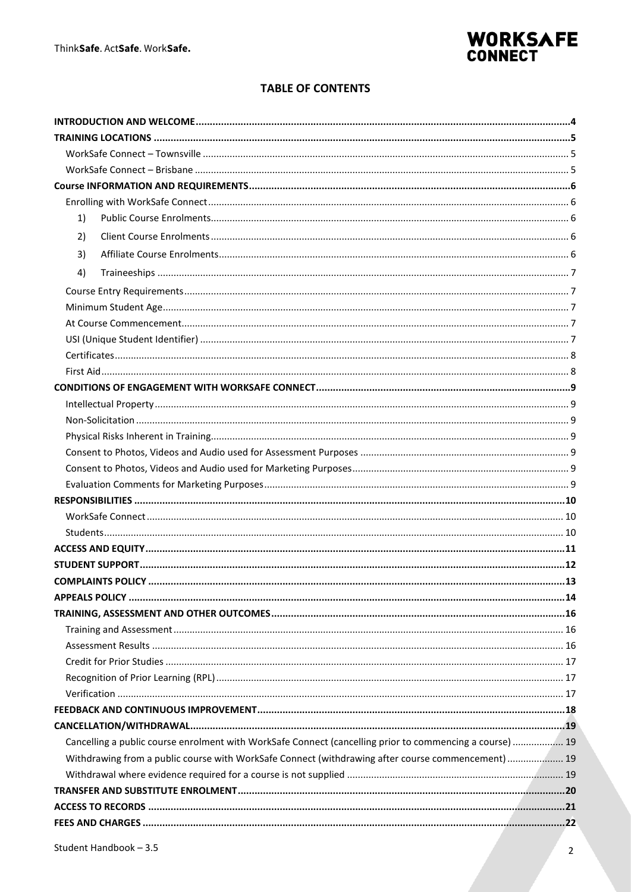# TABLE OF CONTENTS

| | |
|---|---|
| **INTRODUCTION AND WELCOME** | **4** |
| **TRAINING LOCATIONS** | **5** |
| WorkSafe Connect – Townsville | 5 |
| WorkSafe Connect – Brisbane | 5 |
| **Course INFORMATION AND REQUIREMENTS** | **6** |
| Enrolling with WorkSafe Connect | 6 |
| 1) Public Course Enrolments | 6 |
| 2) Client Course Enrolments | 6 |
| 3) Affiliate Course Enrolments | 6 |
| 4) Traineeships | 7 |
| Course Entry Requirements | 7 |
| Minimum Student Age | 7 |
| At Course Commencement | 7 |
| USI (Unique Student Identifier) | 7 |
| Certificates | 8 |
| First Aid | 8 |
| **CONDITIONS OF ENGAGEMENT WITH WORKSAFE CONNECT** | **9** |
| Intellectual Property | 9 |
| Non-Solicitation | 9 |
| Physical Risks Inherent in Training | 9 |
| Consent to Photos, Videos and Audio used for Assessment Purposes | 9 |
| Consent to Photos, Videos and Audio used for Marketing Purposes | 9 |
| Evaluation Comments for Marketing Purposes | 9 |
| **RESPONSIBILITIES** | **10** |
| WorkSafe Connect | 10 |
| Students | 10 |
| **ACCESS AND EQUITY** | **11** |
| **STUDENT SUPPORT** | **12** |
| **COMPLAINTS POLICY** | **13** |
| **APPEALS POLICY** | **14** |
| **TRAINING, ASSESSMENT AND OTHER OUTCOMES** | **16** |
| Training and Assessment | 16 |
| Assessment Results | 16 |
| Credit for Prior Studies | 17 |
| Recognition of Prior Learning (RPL) | 17 |
| Verification | 17 |
| **FEEDBACK AND CONTINUOUS IMPROVEMENT** | **18** |
| **CANCELLATION/WITHDRAWAL** | **19** |
| Cancelling a public course enrolment with WorkSafe Connect (cancelling prior to commencing a course) | 19 |
| Withdrawing from a public course with WorkSafe Connect (withdrawing after course commencement) | 19 |
| Withdrawal where evidence required for a course is not supplied | 19 |
| **TRANSFER AND SUBSTITUTE ENROLMENT** | **20** |
| **ACCESS TO RECORDS** | **21** |
| **FEES AND CHARGES** | **22** |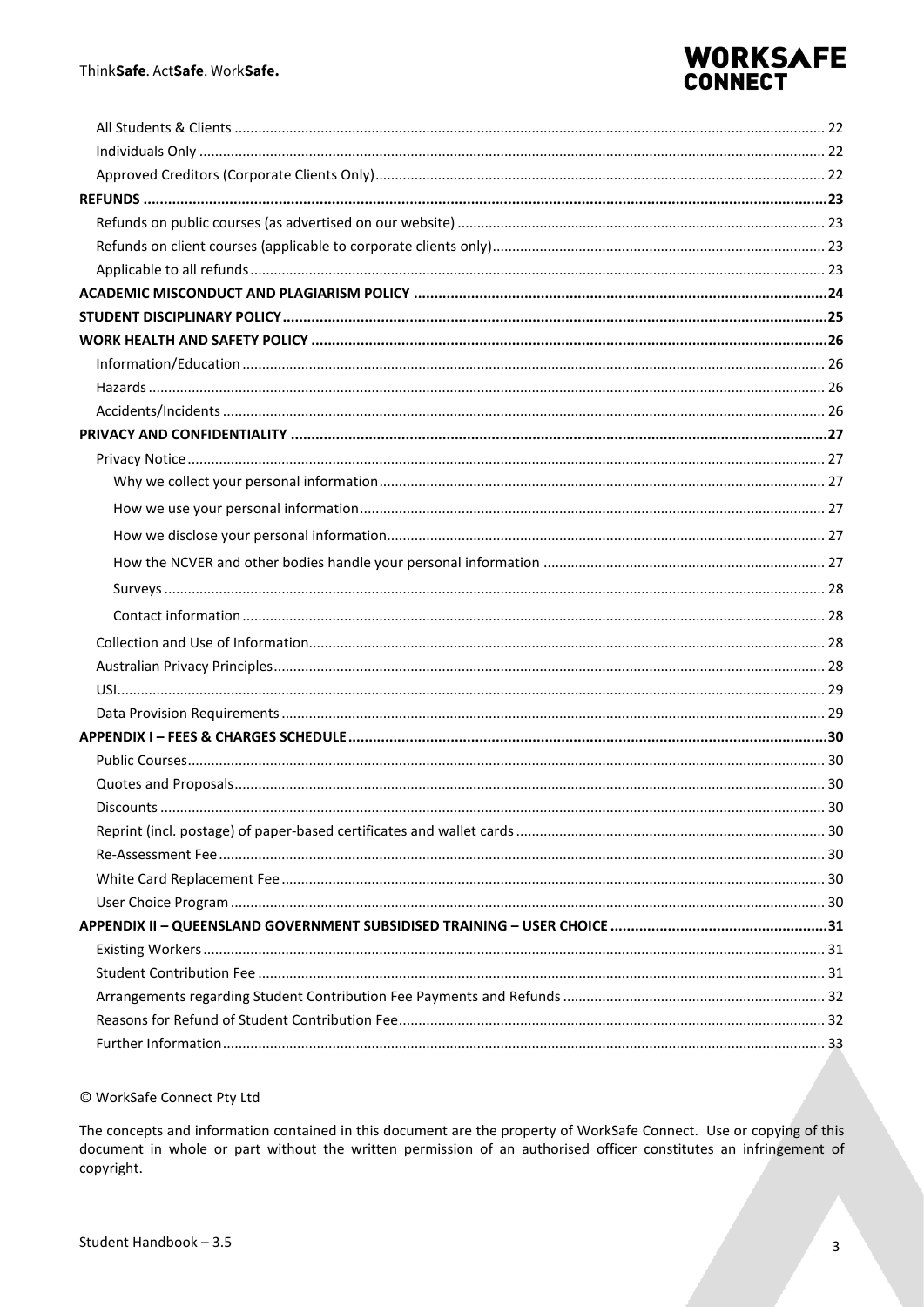- All Students & Clients ..... 22
- Individuals Only ..... 22
- Approved Creditors (Corporate Clients Only) ..... 22

**REFUNDS ..... 23**

- Refunds on public courses (as advertised on our website) ..... 23
- Refunds on client courses (applicable to corporate clients only) ..... 23
- Applicable to all refunds ..... 23

**ACADEMIC MISCONDUCT AND PLAGIARISM POLICY ..... 24**

**STUDENT DISCIPLINARY POLICY ..... 25**

**WORK HEALTH AND SAFETY POLICY ..... 26**

- Information/Education ..... 26
- Hazards ..... 26
- Accidents/Incidents ..... 26

**PRIVACY AND CONFIDENTIALITY ..... 27**

- Privacy Notice ..... 27
  - Why we collect your personal information ..... 27
  - How we use your personal information ..... 27
  - How we disclose your personal information ..... 27
  - How the NCVER and other bodies handle your personal information ..... 27
  - Surveys ..... 28
  - Contact information ..... 28
- Collection and Use of Information ..... 28
- Australian Privacy Principles ..... 28
- USI ..... 29
- Data Provision Requirements ..... 29

**APPENDIX I – FEES & CHARGES SCHEDULE ..... 30**

- Public Courses ..... 30
- Quotes and Proposals ..... 30
- Discounts ..... 30
- Reprint (incl. postage) of paper-based certificates and wallet cards ..... 30
- Re-Assessment Fee ..... 30
- White Card Replacement Fee ..... 30
- User Choice Program ..... 30

**APPENDIX II – QUEENSLAND GOVERNMENT SUBSIDISED TRAINING – USER CHOICE ..... 31**

- Existing Workers ..... 31
- Student Contribution Fee ..... 31
- Arrangements regarding Student Contribution Fee Payments and Refunds ..... 32
- Reasons for Refund of Student Contribution Fee ..... 32
- Further Information ..... 33

© WorkSafe Connect Pty Ltd

The concepts and information contained in this document are the property of WorkSafe Connect. Use or copying of this document in whole or part without the written permission of an authorised officer constitutes an infringement of copyright.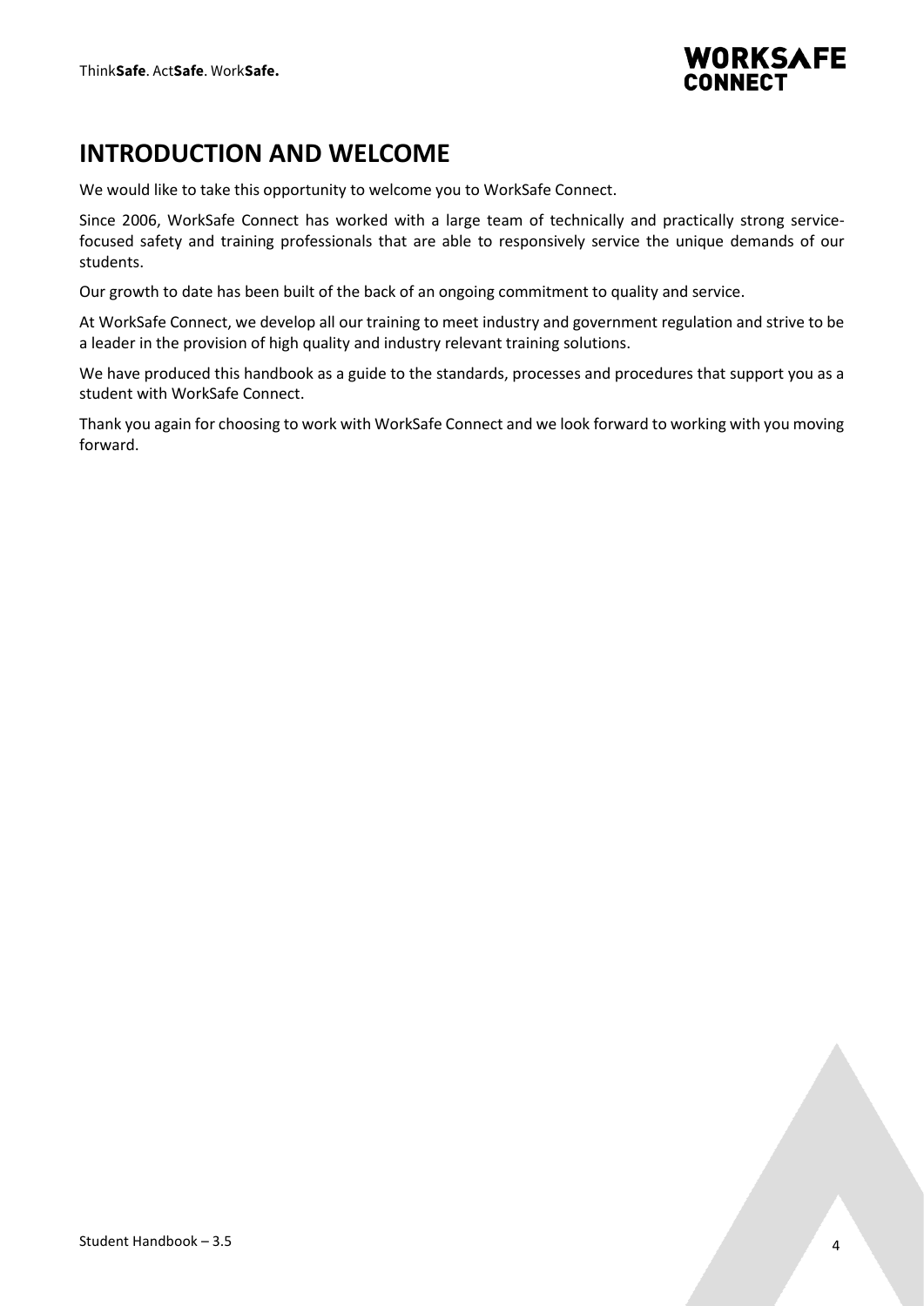# INTRODUCTION AND WELCOME

We would like to take this opportunity to welcome you to WorkSafe Connect.

Since 2006, WorkSafe Connect has worked with a large team of technically and practically strong service-focused safety and training professionals that are able to responsively service the unique demands of our students.

Our growth to date has been built of the back of an ongoing commitment to quality and service.

At WorkSafe Connect, we develop all our training to meet industry and government regulation and strive to be a leader in the provision of high quality and industry relevant training solutions.

We have produced this handbook as a guide to the standards, processes and procedures that support you as a student with WorkSafe Connect.

Thank you again for choosing to work with WorkSafe Connect and we look forward to working with you moving forward.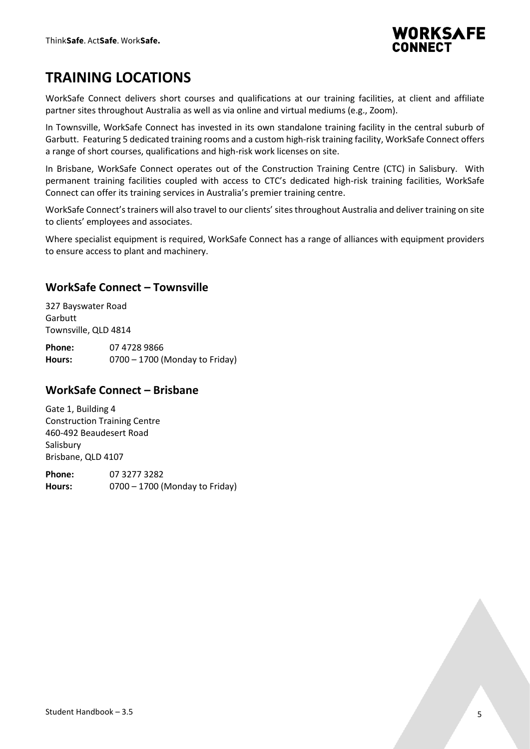# TRAINING LOCATIONS

WorkSafe Connect delivers short courses and qualifications at our training facilities, at client and affiliate partner sites throughout Australia as well as via online and virtual mediums (e.g., Zoom).

In Townsville, WorkSafe Connect has invested in its own standalone training facility in the central suburb of Garbutt. Featuring 5 dedicated training rooms and a custom high-risk training facility, WorkSafe Connect offers a range of short courses, qualifications and high-risk work licenses on site.

In Brisbane, WorkSafe Connect operates out of the Construction Training Centre (CTC) in Salisbury. With permanent training facilities coupled with access to CTC's dedicated high-risk training facilities, WorkSafe Connect can offer its training services in Australia's premier training centre.

WorkSafe Connect's trainers will also travel to our clients' sites throughout Australia and deliver training on site to clients' employees and associates.

Where specialist equipment is required, WorkSafe Connect has a range of alliances with equipment providers to ensure access to plant and machinery.

## WorkSafe Connect – Townsville

327 Bayswater Road
Garbutt
Townsville, QLD 4814

**Phone:** 07 4728 9866
**Hours:** 0700 – 1700 (Monday to Friday)

## WorkSafe Connect – Brisbane

Gate 1, Building 4
Construction Training Centre
460-492 Beaudesert Road
Salisbury
Brisbane, QLD 4107

**Phone:** 07 3277 3282
**Hours:** 0700 – 1700 (Monday to Friday)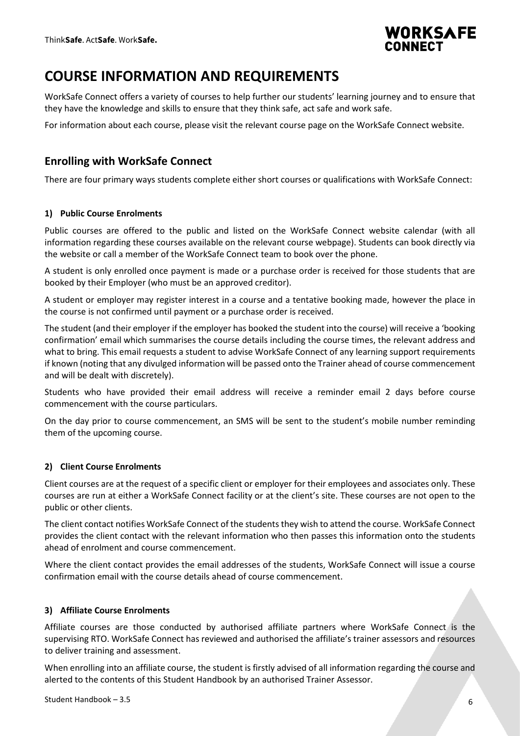# COURSE INFORMATION AND REQUIREMENTS

WorkSafe Connect offers a variety of courses to help further our students' learning journey and to ensure that they have the knowledge and skills to ensure that they think safe, act safe and work safe.

For information about each course, please visit the relevant course page on the WorkSafe Connect website.

## Enrolling with WorkSafe Connect

There are four primary ways students complete either short courses or qualifications with WorkSafe Connect:

### 1) Public Course Enrolments

Public courses are offered to the public and listed on the WorkSafe Connect website calendar (with all information regarding these courses available on the relevant course webpage). Students can book directly via the website or call a member of the WorkSafe Connect team to book over the phone.

A student is only enrolled once payment is made or a purchase order is received for those students that are booked by their Employer (who must be an approved creditor).

A student or employer may register interest in a course and a tentative booking made, however the place in the course is not confirmed until payment or a purchase order is received.

The student (and their employer if the employer has booked the student into the course) will receive a 'booking confirmation' email which summarises the course details including the course times, the relevant address and what to bring. This email requests a student to advise WorkSafe Connect of any learning support requirements if known (noting that any divulged information will be passed onto the Trainer ahead of course commencement and will be dealt with discretely).

Students who have provided their email address will receive a reminder email 2 days before course commencement with the course particulars.

On the day prior to course commencement, an SMS will be sent to the student's mobile number reminding them of the upcoming course.

### 2) Client Course Enrolments

Client courses are at the request of a specific client or employer for their employees and associates only. These courses are run at either a WorkSafe Connect facility or at the client's site. These courses are not open to the public or other clients.

The client contact notifies WorkSafe Connect of the students they wish to attend the course. WorkSafe Connect provides the client contact with the relevant information who then passes this information onto the students ahead of enrolment and course commencement.

Where the client contact provides the email addresses of the students, WorkSafe Connect will issue a course confirmation email with the course details ahead of course commencement.

### 3) Affiliate Course Enrolments

Affiliate courses are those conducted by authorised affiliate partners where WorkSafe Connect is the supervising RTO. WorkSafe Connect has reviewed and authorised the affiliate's trainer assessors and resources to deliver training and assessment.

When enrolling into an affiliate course, the student is firstly advised of all information regarding the course and alerted to the contents of this Student Handbook by an authorised Trainer Assessor.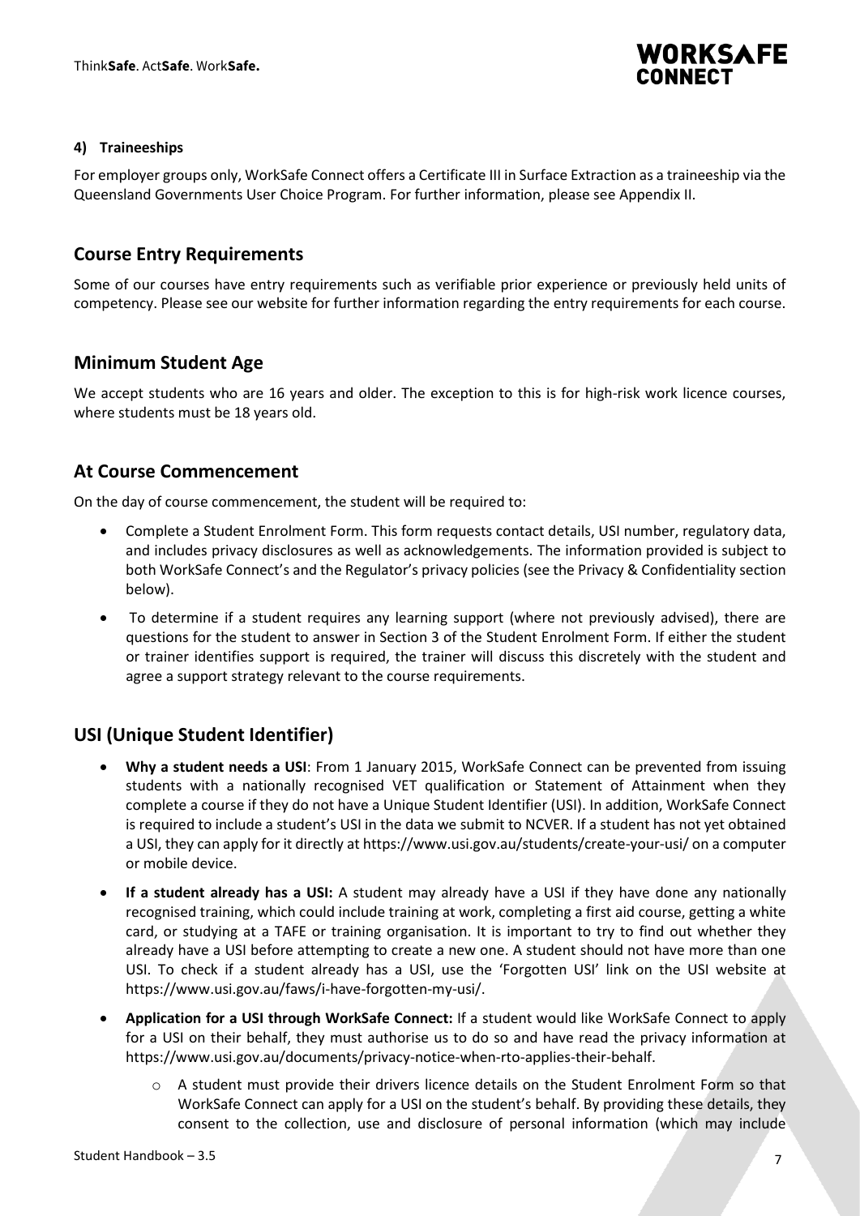#### 4) Traineeships

For employer groups only, WorkSafe Connect offers a Certificate III in Surface Extraction as a traineeship via the Queensland Governments User Choice Program. For further information, please see Appendix II.

## Course Entry Requirements

Some of our courses have entry requirements such as verifiable prior experience or previously held units of competency. Please see our website for further information regarding the entry requirements for each course.

## Minimum Student Age

We accept students who are 16 years and older. The exception to this is for high-risk work licence courses, where students must be 18 years old.

## At Course Commencement

On the day of course commencement, the student will be required to:

- Complete a Student Enrolment Form. This form requests contact details, USI number, regulatory data, and includes privacy disclosures as well as acknowledgements. The information provided is subject to both WorkSafe Connect's and the Regulator's privacy policies (see the Privacy & Confidentiality section below).
- To determine if a student requires any learning support (where not previously advised), there are questions for the student to answer in Section 3 of the Student Enrolment Form. If either the student or trainer identifies support is required, the trainer will discuss this discretely with the student and agree a support strategy relevant to the course requirements.

## USI (Unique Student Identifier)

- **Why a student needs a USI**: From 1 January 2015, WorkSafe Connect can be prevented from issuing students with a nationally recognised VET qualification or Statement of Attainment when they complete a course if they do not have a Unique Student Identifier (USI). In addition, WorkSafe Connect is required to include a student's USI in the data we submit to NCVER. If a student has not yet obtained a USI, they can apply for it directly at https://www.usi.gov.au/students/create-your-usi/ on a computer or mobile device.
- **If a student already has a USI:** A student may already have a USI if they have done any nationally recognised training, which could include training at work, completing a first aid course, getting a white card, or studying at a TAFE or training organisation. It is important to try to find out whether they already have a USI before attempting to create a new one. A student should not have more than one USI. To check if a student already has a USI, use the 'Forgotten USI' link on the USI website at https://www.usi.gov.au/faws/i-have-forgotten-my-usi/.
- **Application for a USI through WorkSafe Connect:** If a student would like WorkSafe Connect to apply for a USI on their behalf, they must authorise us to do so and have read the privacy information at https://www.usi.gov.au/documents/privacy-notice-when-rto-applies-their-behalf.
  - A student must provide their drivers licence details on the Student Enrolment Form so that WorkSafe Connect can apply for a USI on the student's behalf. By providing these details, they consent to the collection, use and disclosure of personal information (which may include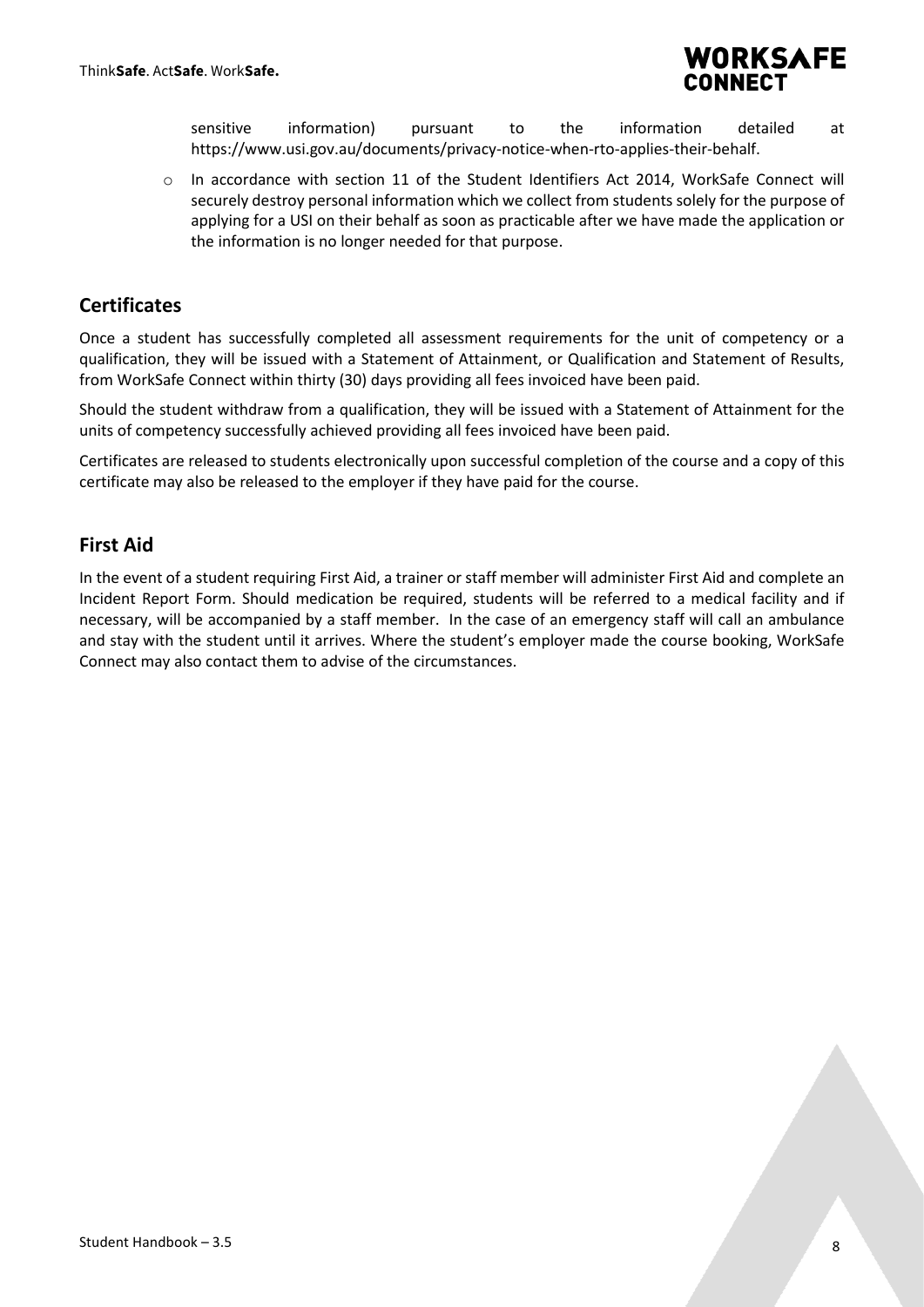sensitive information) pursuant to the information detailed at https://www.usi.gov.au/documents/privacy-notice-when-rto-applies-their-behalf.

- In accordance with section 11 of the Student Identifiers Act 2014, WorkSafe Connect will securely destroy personal information which we collect from students solely for the purpose of applying for a USI on their behalf as soon as practicable after we have made the application or the information is no longer needed for that purpose.

## Certificates

Once a student has successfully completed all assessment requirements for the unit of competency or a qualification, they will be issued with a Statement of Attainment, or Qualification and Statement of Results, from WorkSafe Connect within thirty (30) days providing all fees invoiced have been paid.

Should the student withdraw from a qualification, they will be issued with a Statement of Attainment for the units of competency successfully achieved providing all fees invoiced have been paid.

Certificates are released to students electronically upon successful completion of the course and a copy of this certificate may also be released to the employer if they have paid for the course.

## First Aid

In the event of a student requiring First Aid, a trainer or staff member will administer First Aid and complete an Incident Report Form. Should medication be required, students will be referred to a medical facility and if necessary, will be accompanied by a staff member. In the case of an emergency staff will call an ambulance and stay with the student until it arrives. Where the student's employer made the course booking, WorkSafe Connect may also contact them to advise of the circumstances.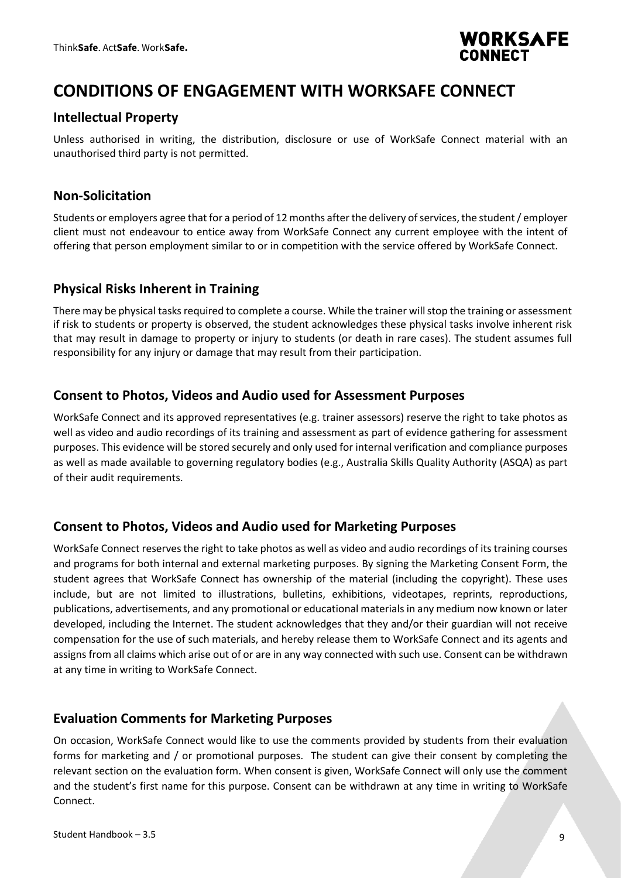# CONDITIONS OF ENGAGEMENT WITH WORKSAFE CONNECT

## Intellectual Property

Unless authorised in writing, the distribution, disclosure or use of WorkSafe Connect material with an unauthorised third party is not permitted.

## Non-Solicitation

Students or employers agree that for a period of 12 months after the delivery of services, the student / employer client must not endeavour to entice away from WorkSafe Connect any current employee with the intent of offering that person employment similar to or in competition with the service offered by WorkSafe Connect.

## Physical Risks Inherent in Training

There may be physical tasks required to complete a course. While the trainer will stop the training or assessment if risk to students or property is observed, the student acknowledges these physical tasks involve inherent risk that may result in damage to property or injury to students (or death in rare cases). The student assumes full responsibility for any injury or damage that may result from their participation.

## Consent to Photos, Videos and Audio used for Assessment Purposes

WorkSafe Connect and its approved representatives (e.g. trainer assessors) reserve the right to take photos as well as video and audio recordings of its training and assessment as part of evidence gathering for assessment purposes. This evidence will be stored securely and only used for internal verification and compliance purposes as well as made available to governing regulatory bodies (e.g., Australia Skills Quality Authority (ASQA) as part of their audit requirements.

## Consent to Photos, Videos and Audio used for Marketing Purposes

WorkSafe Connect reserves the right to take photos as well as video and audio recordings of its training courses and programs for both internal and external marketing purposes. By signing the Marketing Consent Form, the student agrees that WorkSafe Connect has ownership of the material (including the copyright). These uses include, but are not limited to illustrations, bulletins, exhibitions, videotapes, reprints, reproductions, publications, advertisements, and any promotional or educational materials in any medium now known or later developed, including the Internet. The student acknowledges that they and/or their guardian will not receive compensation for the use of such materials, and hereby release them to WorkSafe Connect and its agents and assigns from all claims which arise out of or are in any way connected with such use. Consent can be withdrawn at any time in writing to WorkSafe Connect.

## Evaluation Comments for Marketing Purposes

On occasion, WorkSafe Connect would like to use the comments provided by students from their evaluation forms for marketing and / or promotional purposes. The student can give their consent by completing the relevant section on the evaluation form. When consent is given, WorkSafe Connect will only use the comment and the student's first name for this purpose. Consent can be withdrawn at any time in writing to WorkSafe Connect.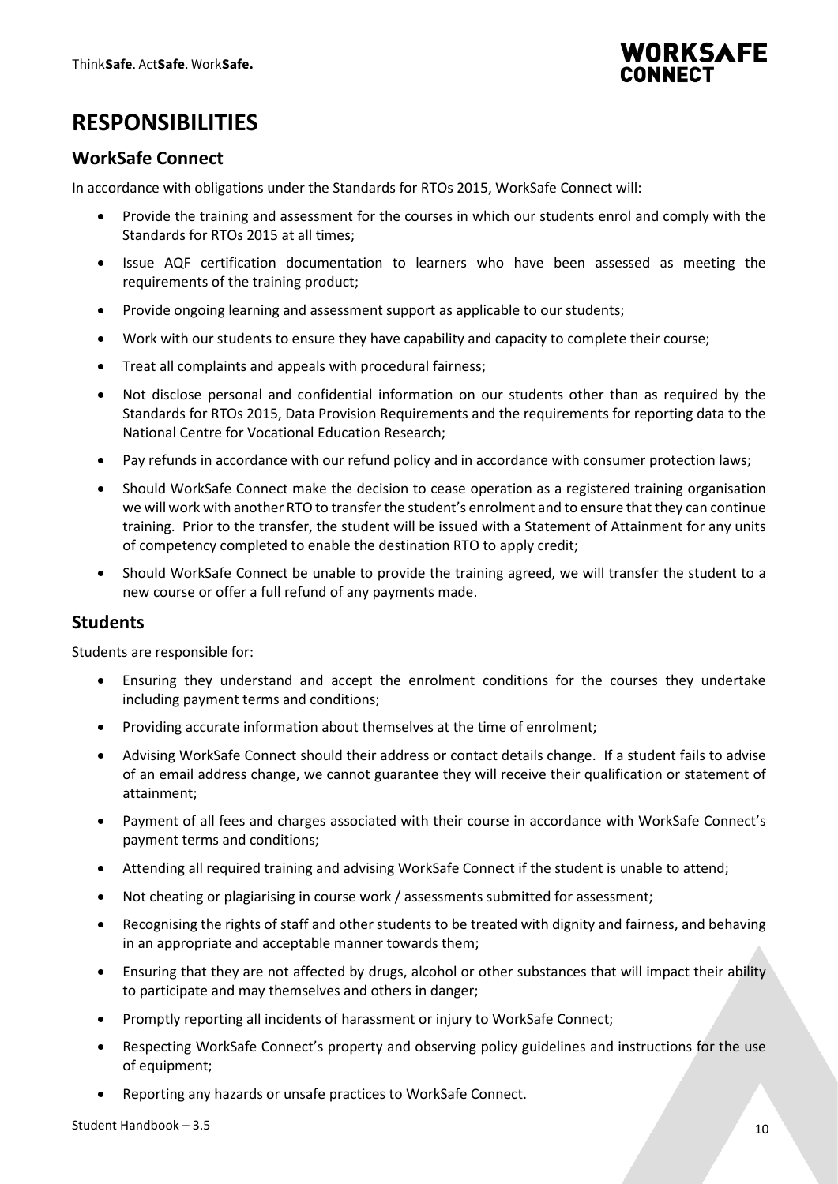# RESPONSIBILITIES

## WorkSafe Connect

In accordance with obligations under the Standards for RTOs 2015, WorkSafe Connect will:

- Provide the training and assessment for the courses in which our students enrol and comply with the Standards for RTOs 2015 at all times;
- Issue AQF certification documentation to learners who have been assessed as meeting the requirements of the training product;
- Provide ongoing learning and assessment support as applicable to our students;
- Work with our students to ensure they have capability and capacity to complete their course;
- Treat all complaints and appeals with procedural fairness;
- Not disclose personal and confidential information on our students other than as required by the Standards for RTOs 2015, Data Provision Requirements and the requirements for reporting data to the National Centre for Vocational Education Research;
- Pay refunds in accordance with our refund policy and in accordance with consumer protection laws;
- Should WorkSafe Connect make the decision to cease operation as a registered training organisation we will work with another RTO to transfer the student's enrolment and to ensure that they can continue training. Prior to the transfer, the student will be issued with a Statement of Attainment for any units of competency completed to enable the destination RTO to apply credit;
- Should WorkSafe Connect be unable to provide the training agreed, we will transfer the student to a new course or offer a full refund of any payments made.

## Students

Students are responsible for:

- Ensuring they understand and accept the enrolment conditions for the courses they undertake including payment terms and conditions;
- Providing accurate information about themselves at the time of enrolment;
- Advising WorkSafe Connect should their address or contact details change. If a student fails to advise of an email address change, we cannot guarantee they will receive their qualification or statement of attainment;
- Payment of all fees and charges associated with their course in accordance with WorkSafe Connect's payment terms and conditions;
- Attending all required training and advising WorkSafe Connect if the student is unable to attend;
- Not cheating or plagiarising in course work / assessments submitted for assessment;
- Recognising the rights of staff and other students to be treated with dignity and fairness, and behaving in an appropriate and acceptable manner towards them;
- Ensuring that they are not affected by drugs, alcohol or other substances that will impact their ability to participate and may themselves and others in danger;
- Promptly reporting all incidents of harassment or injury to WorkSafe Connect;
- Respecting WorkSafe Connect's property and observing policy guidelines and instructions for the use of equipment;
- Reporting any hazards or unsafe practices to WorkSafe Connect.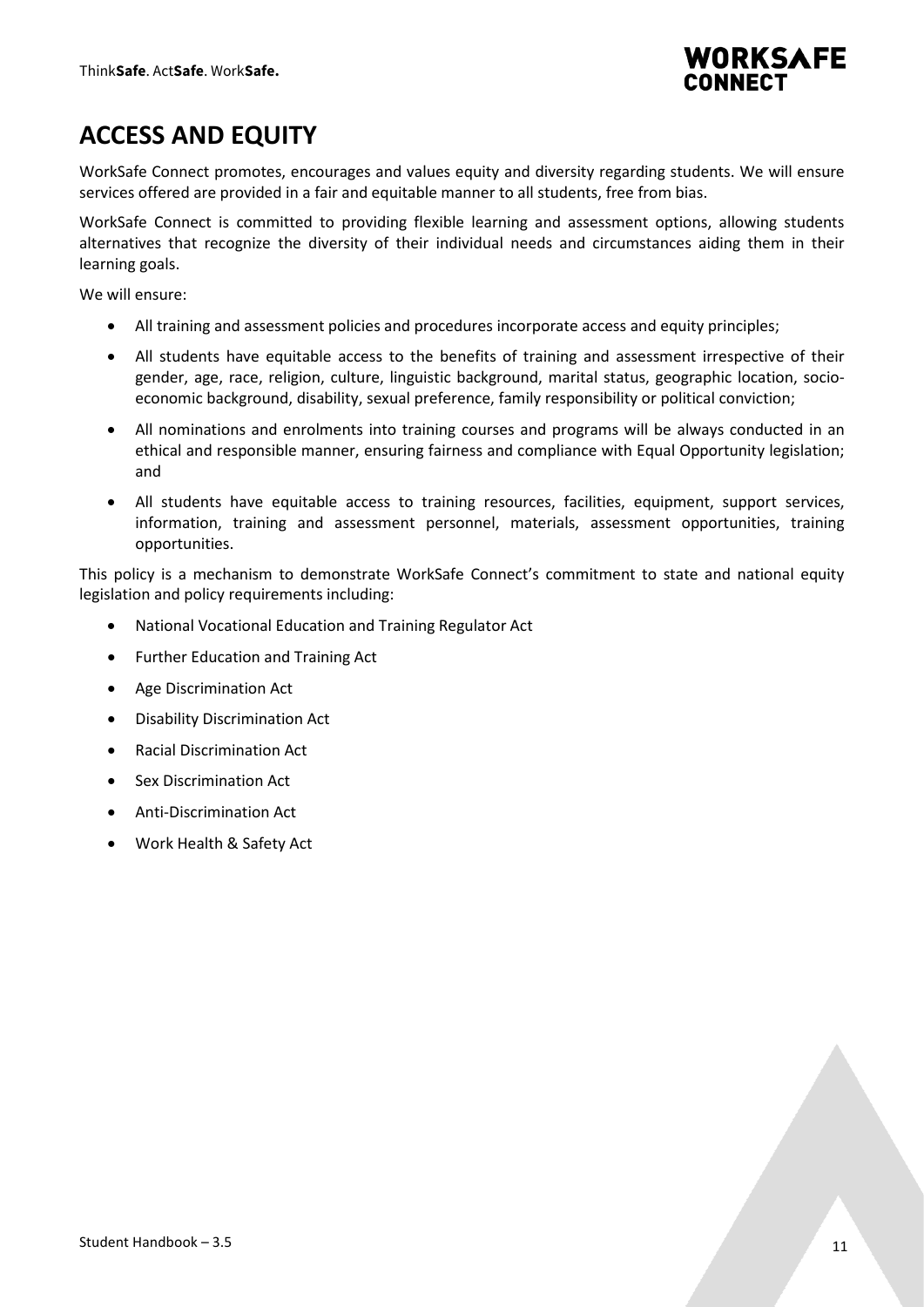# ACCESS AND EQUITY

WorkSafe Connect promotes, encourages and values equity and diversity regarding students. We will ensure services offered are provided in a fair and equitable manner to all students, free from bias.

WorkSafe Connect is committed to providing flexible learning and assessment options, allowing students alternatives that recognize the diversity of their individual needs and circumstances aiding them in their learning goals.

We will ensure:

- All training and assessment policies and procedures incorporate access and equity principles;
- All students have equitable access to the benefits of training and assessment irrespective of their gender, age, race, religion, culture, linguistic background, marital status, geographic location, socio-economic background, disability, sexual preference, family responsibility or political conviction;
- All nominations and enrolments into training courses and programs will be always conducted in an ethical and responsible manner, ensuring fairness and compliance with Equal Opportunity legislation; and
- All students have equitable access to training resources, facilities, equipment, support services, information, training and assessment personnel, materials, assessment opportunities, training opportunities.

This policy is a mechanism to demonstrate WorkSafe Connect's commitment to state and national equity legislation and policy requirements including:

- National Vocational Education and Training Regulator Act
- Further Education and Training Act
- Age Discrimination Act
- Disability Discrimination Act
- Racial Discrimination Act
- Sex Discrimination Act
- Anti-Discrimination Act
- Work Health & Safety Act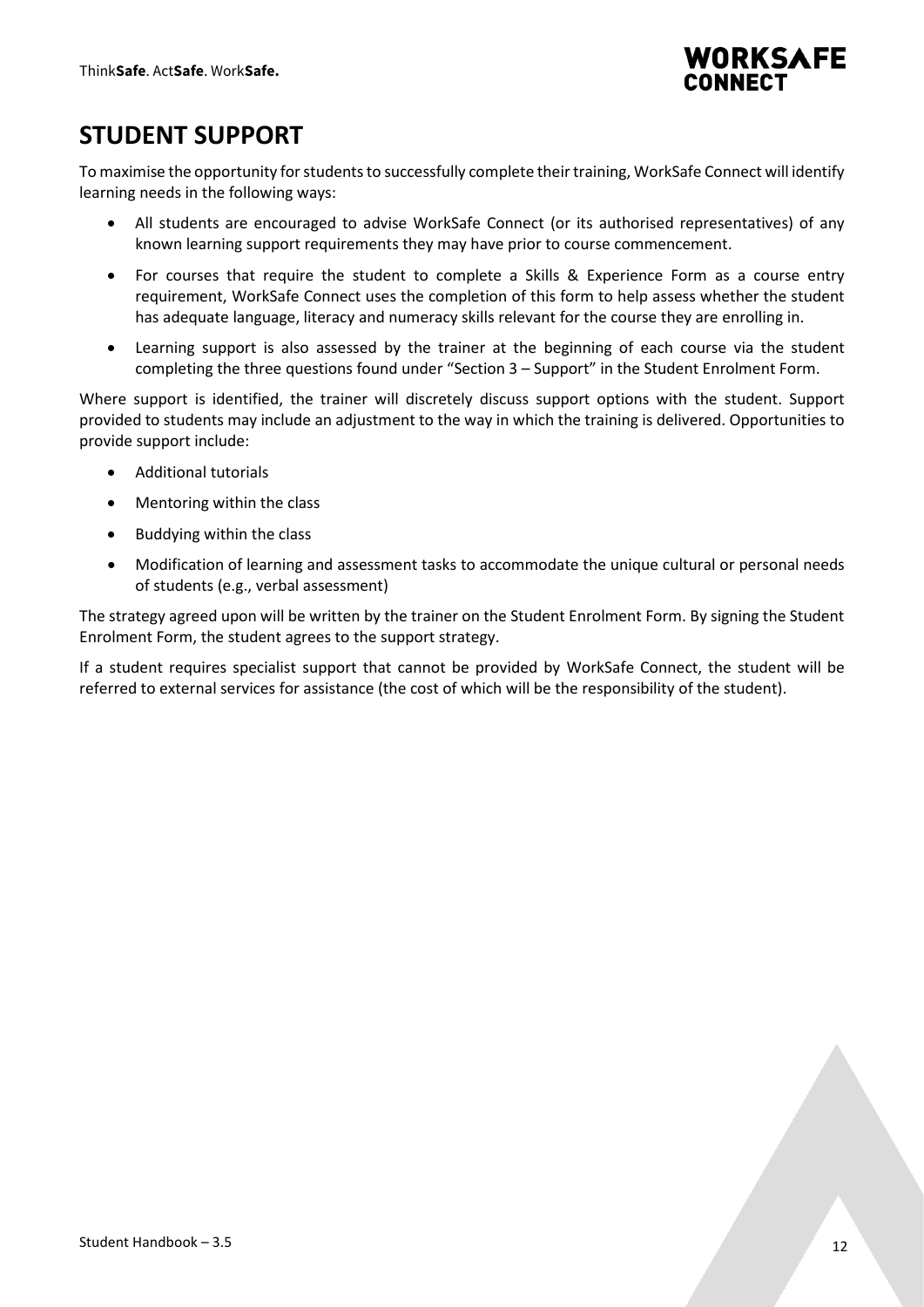# STUDENT SUPPORT

To maximise the opportunity for students to successfully complete their training, WorkSafe Connect will identify learning needs in the following ways:

- All students are encouraged to advise WorkSafe Connect (or its authorised representatives) of any known learning support requirements they may have prior to course commencement.
- For courses that require the student to complete a Skills & Experience Form as a course entry requirement, WorkSafe Connect uses the completion of this form to help assess whether the student has adequate language, literacy and numeracy skills relevant for the course they are enrolling in.
- Learning support is also assessed by the trainer at the beginning of each course via the student completing the three questions found under "Section 3 – Support" in the Student Enrolment Form.

Where support is identified, the trainer will discretely discuss support options with the student. Support provided to students may include an adjustment to the way in which the training is delivered. Opportunities to provide support include:

- Additional tutorials
- Mentoring within the class
- Buddying within the class
- Modification of learning and assessment tasks to accommodate the unique cultural or personal needs of students (e.g., verbal assessment)

The strategy agreed upon will be written by the trainer on the Student Enrolment Form. By signing the Student Enrolment Form, the student agrees to the support strategy.

If a student requires specialist support that cannot be provided by WorkSafe Connect, the student will be referred to external services for assistance (the cost of which will be the responsibility of the student).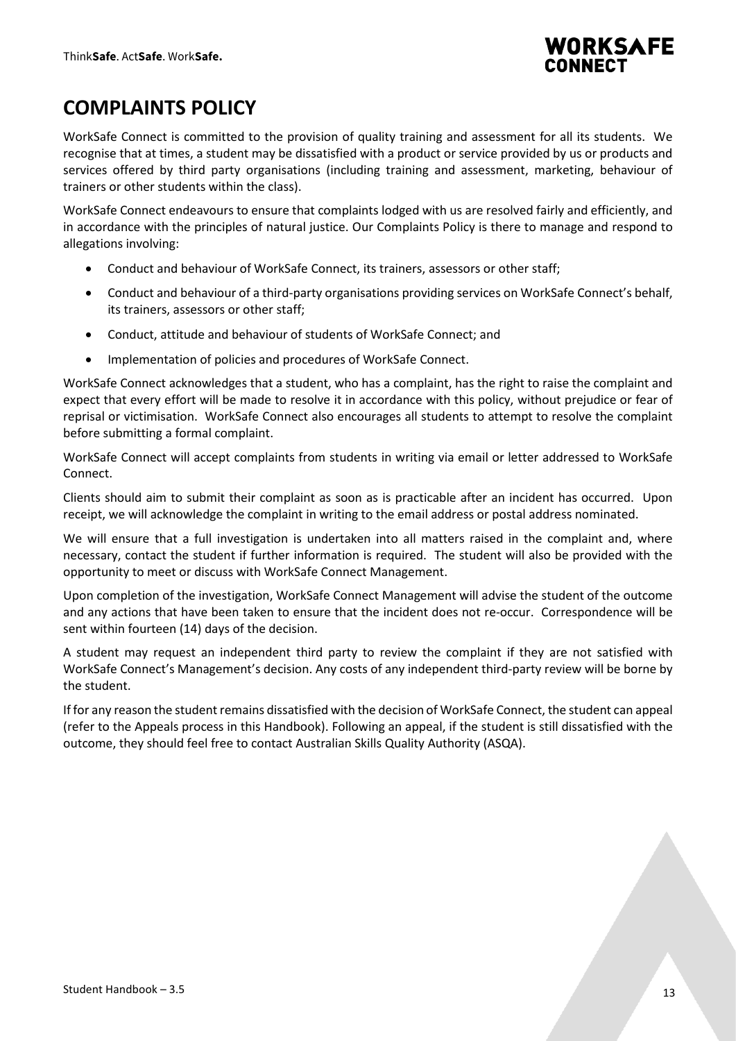# COMPLAINTS POLICY

WorkSafe Connect is committed to the provision of quality training and assessment for all its students. We recognise that at times, a student may be dissatisfied with a product or service provided by us or products and services offered by third party organisations (including training and assessment, marketing, behaviour of trainers or other students within the class).

WorkSafe Connect endeavours to ensure that complaints lodged with us are resolved fairly and efficiently, and in accordance with the principles of natural justice. Our Complaints Policy is there to manage and respond to allegations involving:

- Conduct and behaviour of WorkSafe Connect, its trainers, assessors or other staff;
- Conduct and behaviour of a third-party organisations providing services on WorkSafe Connect's behalf, its trainers, assessors or other staff;
- Conduct, attitude and behaviour of students of WorkSafe Connect; and
- Implementation of policies and procedures of WorkSafe Connect.

WorkSafe Connect acknowledges that a student, who has a complaint, has the right to raise the complaint and expect that every effort will be made to resolve it in accordance with this policy, without prejudice or fear of reprisal or victimisation. WorkSafe Connect also encourages all students to attempt to resolve the complaint before submitting a formal complaint.

WorkSafe Connect will accept complaints from students in writing via email or letter addressed to WorkSafe Connect.

Clients should aim to submit their complaint as soon as is practicable after an incident has occurred. Upon receipt, we will acknowledge the complaint in writing to the email address or postal address nominated.

We will ensure that a full investigation is undertaken into all matters raised in the complaint and, where necessary, contact the student if further information is required. The student will also be provided with the opportunity to meet or discuss with WorkSafe Connect Management.

Upon completion of the investigation, WorkSafe Connect Management will advise the student of the outcome and any actions that have been taken to ensure that the incident does not re-occur. Correspondence will be sent within fourteen (14) days of the decision.

A student may request an independent third party to review the complaint if they are not satisfied with WorkSafe Connect's Management's decision. Any costs of any independent third-party review will be borne by the student.

If for any reason the student remains dissatisfied with the decision of WorkSafe Connect, the student can appeal (refer to the Appeals process in this Handbook). Following an appeal, if the student is still dissatisfied with the outcome, they should feel free to contact Australian Skills Quality Authority (ASQA).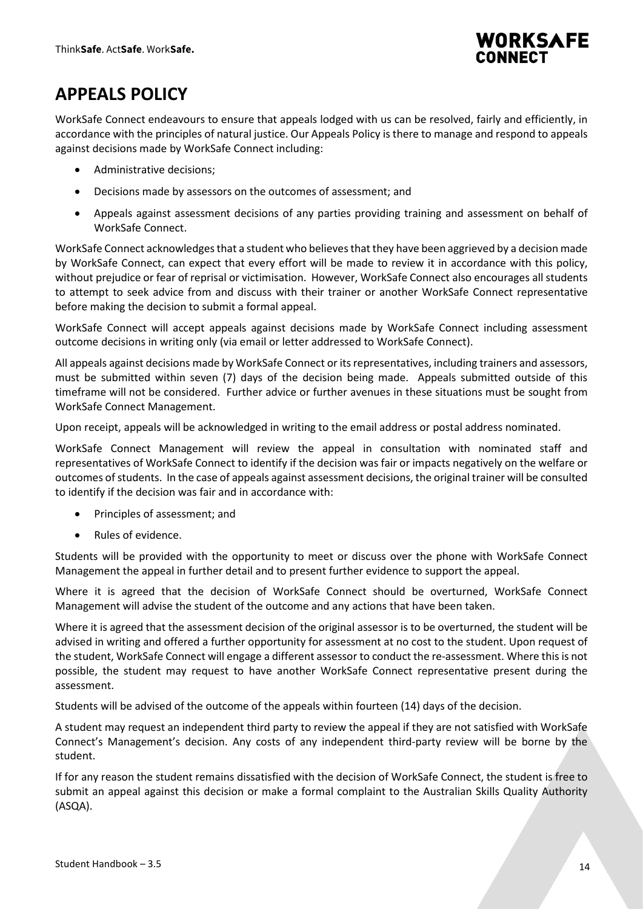# APPEALS POLICY

WorkSafe Connect endeavours to ensure that appeals lodged with us can be resolved, fairly and efficiently, in accordance with the principles of natural justice. Our Appeals Policy is there to manage and respond to appeals against decisions made by WorkSafe Connect including:

- Administrative decisions;
- Decisions made by assessors on the outcomes of assessment; and
- Appeals against assessment decisions of any parties providing training and assessment on behalf of WorkSafe Connect.

WorkSafe Connect acknowledges that a student who believes that they have been aggrieved by a decision made by WorkSafe Connect, can expect that every effort will be made to review it in accordance with this policy, without prejudice or fear of reprisal or victimisation. However, WorkSafe Connect also encourages all students to attempt to seek advice from and discuss with their trainer or another WorkSafe Connect representative before making the decision to submit a formal appeal.

WorkSafe Connect will accept appeals against decisions made by WorkSafe Connect including assessment outcome decisions in writing only (via email or letter addressed to WorkSafe Connect).

All appeals against decisions made by WorkSafe Connect or its representatives, including trainers and assessors, must be submitted within seven (7) days of the decision being made. Appeals submitted outside of this timeframe will not be considered. Further advice or further avenues in these situations must be sought from WorkSafe Connect Management.

Upon receipt, appeals will be acknowledged in writing to the email address or postal address nominated.

WorkSafe Connect Management will review the appeal in consultation with nominated staff and representatives of WorkSafe Connect to identify if the decision was fair or impacts negatively on the welfare or outcomes of students. In the case of appeals against assessment decisions, the original trainer will be consulted to identify if the decision was fair and in accordance with:

- Principles of assessment; and
- Rules of evidence.

Students will be provided with the opportunity to meet or discuss over the phone with WorkSafe Connect Management the appeal in further detail and to present further evidence to support the appeal.

Where it is agreed that the decision of WorkSafe Connect should be overturned, WorkSafe Connect Management will advise the student of the outcome and any actions that have been taken.

Where it is agreed that the assessment decision of the original assessor is to be overturned, the student will be advised in writing and offered a further opportunity for assessment at no cost to the student. Upon request of the student, WorkSafe Connect will engage a different assessor to conduct the re-assessment. Where this is not possible, the student may request to have another WorkSafe Connect representative present during the assessment.

Students will be advised of the outcome of the appeals within fourteen (14) days of the decision.

A student may request an independent third party to review the appeal if they are not satisfied with WorkSafe Connect's Management's decision. Any costs of any independent third-party review will be borne by the student.

If for any reason the student remains dissatisfied with the decision of WorkSafe Connect, the student is free to submit an appeal against this decision or make a formal complaint to the Australian Skills Quality Authority (ASQA).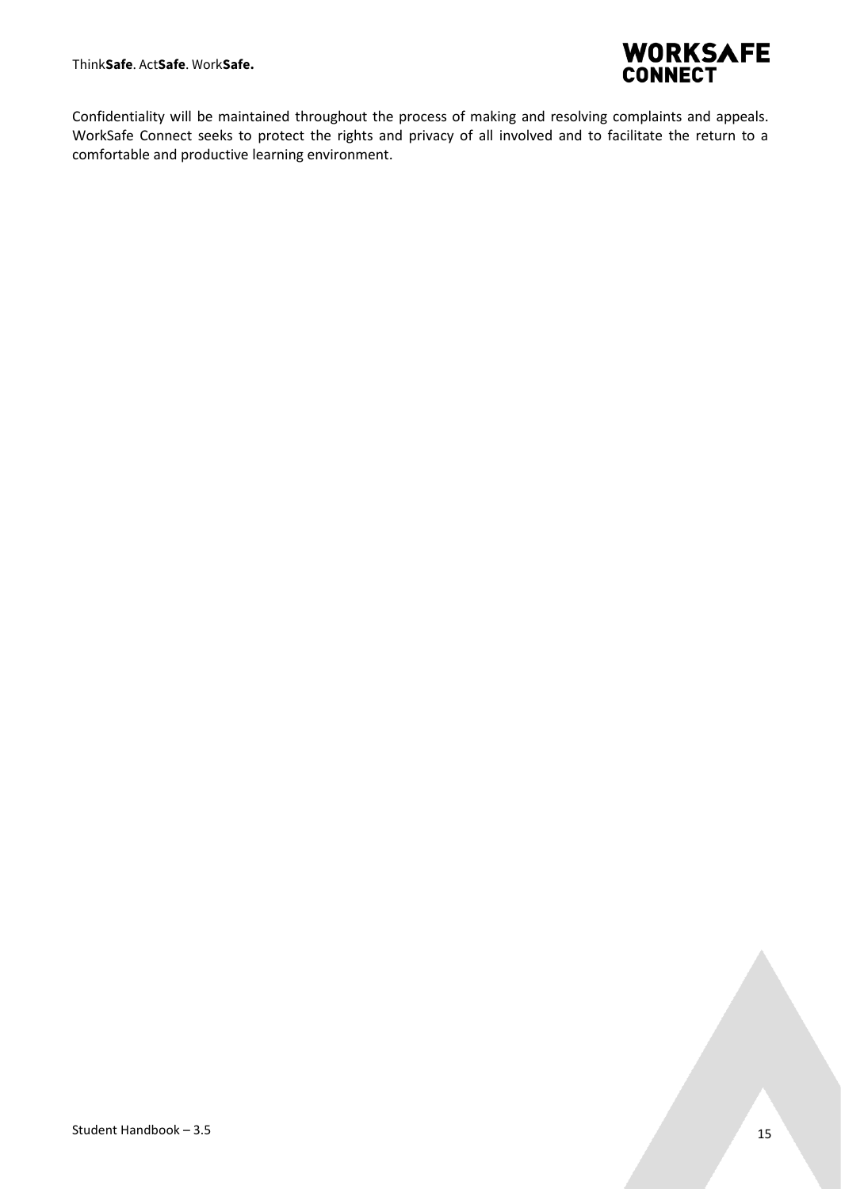Confidentiality will be maintained throughout the process of making and resolving complaints and appeals. WorkSafe Connect seeks to protect the rights and privacy of all involved and to facilitate the return to a comfortable and productive learning environment.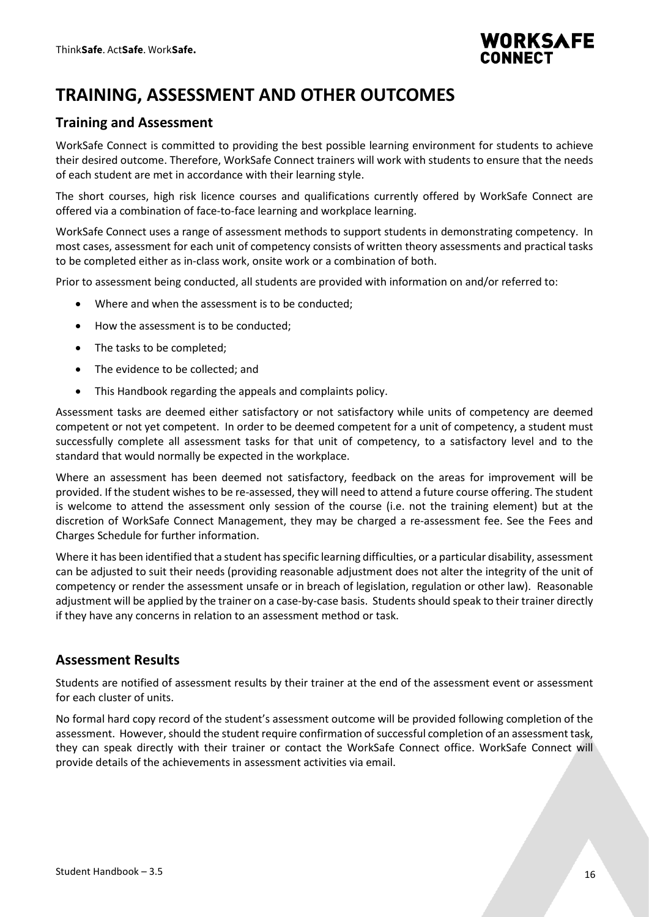# TRAINING, ASSESSMENT AND OTHER OUTCOMES

## Training and Assessment

WorkSafe Connect is committed to providing the best possible learning environment for students to achieve their desired outcome. Therefore, WorkSafe Connect trainers will work with students to ensure that the needs of each student are met in accordance with their learning style.

The short courses, high risk licence courses and qualifications currently offered by WorkSafe Connect are offered via a combination of face-to-face learning and workplace learning.

WorkSafe Connect uses a range of assessment methods to support students in demonstrating competency. In most cases, assessment for each unit of competency consists of written theory assessments and practical tasks to be completed either as in-class work, onsite work or a combination of both.

Prior to assessment being conducted, all students are provided with information on and/or referred to:

- Where and when the assessment is to be conducted;
- How the assessment is to be conducted;
- The tasks to be completed;
- The evidence to be collected; and
- This Handbook regarding the appeals and complaints policy.

Assessment tasks are deemed either satisfactory or not satisfactory while units of competency are deemed competent or not yet competent. In order to be deemed competent for a unit of competency, a student must successfully complete all assessment tasks for that unit of competency, to a satisfactory level and to the standard that would normally be expected in the workplace.

Where an assessment has been deemed not satisfactory, feedback on the areas for improvement will be provided. If the student wishes to be re-assessed, they will need to attend a future course offering. The student is welcome to attend the assessment only session of the course (i.e. not the training element) but at the discretion of WorkSafe Connect Management, they may be charged a re-assessment fee. See the Fees and Charges Schedule for further information.

Where it has been identified that a student has specific learning difficulties, or a particular disability, assessment can be adjusted to suit their needs (providing reasonable adjustment does not alter the integrity of the unit of competency or render the assessment unsafe or in breach of legislation, regulation or other law). Reasonable adjustment will be applied by the trainer on a case-by-case basis. Students should speak to their trainer directly if they have any concerns in relation to an assessment method or task.

## Assessment Results

Students are notified of assessment results by their trainer at the end of the assessment event or assessment for each cluster of units.

No formal hard copy record of the student's assessment outcome will be provided following completion of the assessment. However, should the student require confirmation of successful completion of an assessment task, they can speak directly with their trainer or contact the WorkSafe Connect office. WorkSafe Connect will provide details of the achievements in assessment activities via email.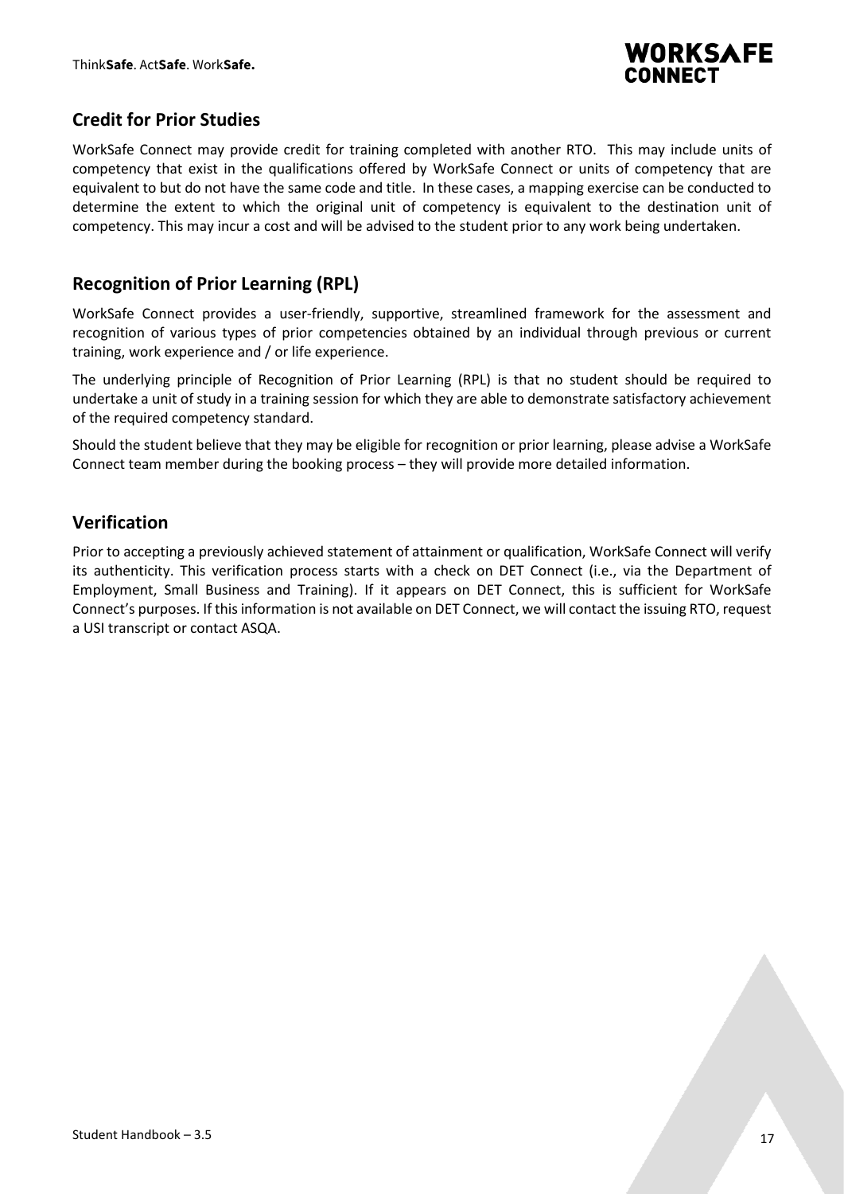## Credit for Prior Studies

WorkSafe Connect may provide credit for training completed with another RTO. This may include units of competency that exist in the qualifications offered by WorkSafe Connect or units of competency that are equivalent to but do not have the same code and title. In these cases, a mapping exercise can be conducted to determine the extent to which the original unit of competency is equivalent to the destination unit of competency. This may incur a cost and will be advised to the student prior to any work being undertaken.

## Recognition of Prior Learning (RPL)

WorkSafe Connect provides a user-friendly, supportive, streamlined framework for the assessment and recognition of various types of prior competencies obtained by an individual through previous or current training, work experience and / or life experience.

The underlying principle of Recognition of Prior Learning (RPL) is that no student should be required to undertake a unit of study in a training session for which they are able to demonstrate satisfactory achievement of the required competency standard.

Should the student believe that they may be eligible for recognition or prior learning, please advise a WorkSafe Connect team member during the booking process – they will provide more detailed information.

## Verification

Prior to accepting a previously achieved statement of attainment or qualification, WorkSafe Connect will verify its authenticity. This verification process starts with a check on DET Connect (i.e., via the Department of Employment, Small Business and Training). If it appears on DET Connect, this is sufficient for WorkSafe Connect's purposes. If this information is not available on DET Connect, we will contact the issuing RTO, request a USI transcript or contact ASQA.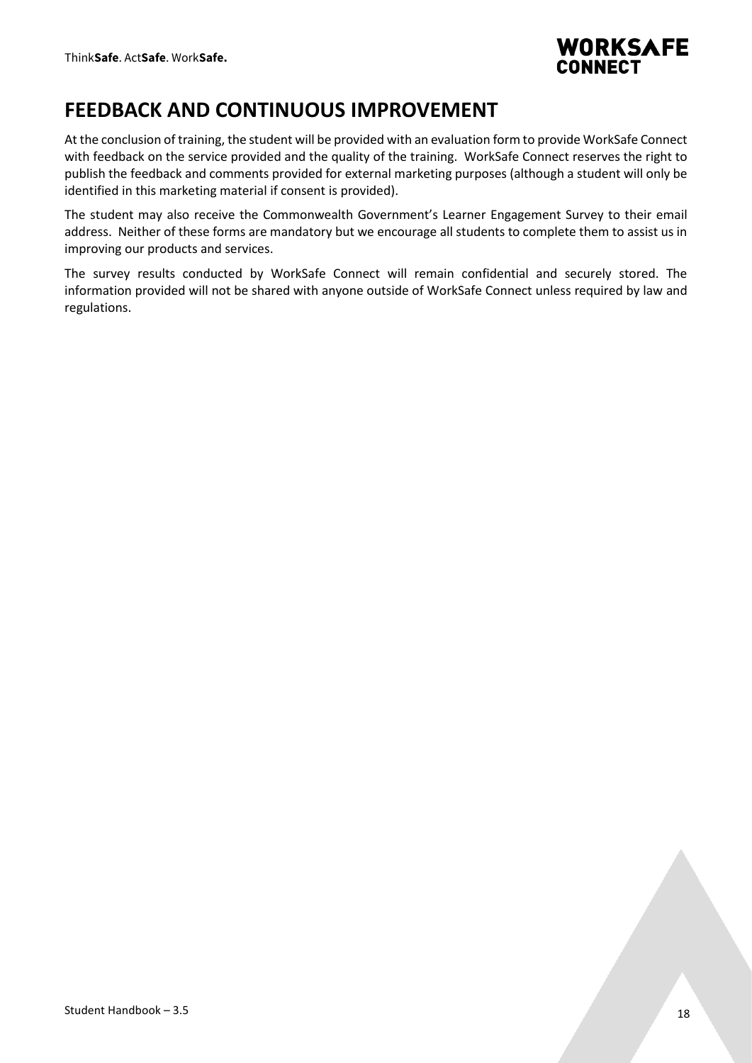# FEEDBACK AND CONTINUOUS IMPROVEMENT

At the conclusion of training, the student will be provided with an evaluation form to provide WorkSafe Connect with feedback on the service provided and the quality of the training. WorkSafe Connect reserves the right to publish the feedback and comments provided for external marketing purposes (although a student will only be identified in this marketing material if consent is provided).

The student may also receive the Commonwealth Government's Learner Engagement Survey to their email address. Neither of these forms are mandatory but we encourage all students to complete them to assist us in improving our products and services.

The survey results conducted by WorkSafe Connect will remain confidential and securely stored. The information provided will not be shared with anyone outside of WorkSafe Connect unless required by law and regulations.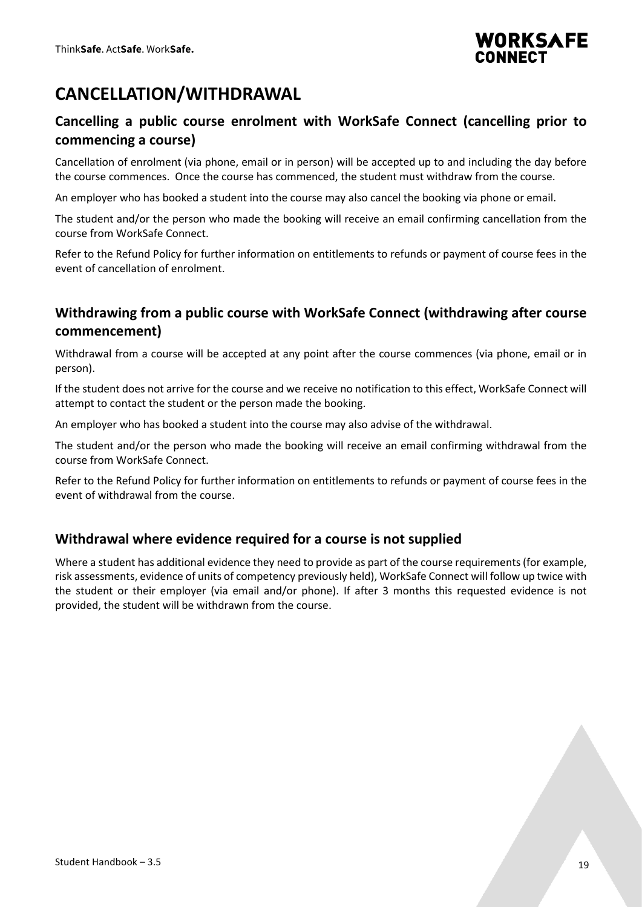# CANCELLATION/WITHDRAWAL

## Cancelling a public course enrolment with WorkSafe Connect (cancelling prior to commencing a course)

Cancellation of enrolment (via phone, email or in person) will be accepted up to and including the day before the course commences. Once the course has commenced, the student must withdraw from the course.

An employer who has booked a student into the course may also cancel the booking via phone or email.

The student and/or the person who made the booking will receive an email confirming cancellation from the course from WorkSafe Connect.

Refer to the Refund Policy for further information on entitlements to refunds or payment of course fees in the event of cancellation of enrolment.

## Withdrawing from a public course with WorkSafe Connect (withdrawing after course commencement)

Withdrawal from a course will be accepted at any point after the course commences (via phone, email or in person).

If the student does not arrive for the course and we receive no notification to this effect, WorkSafe Connect will attempt to contact the student or the person made the booking.

An employer who has booked a student into the course may also advise of the withdrawal.

The student and/or the person who made the booking will receive an email confirming withdrawal from the course from WorkSafe Connect.

Refer to the Refund Policy for further information on entitlements to refunds or payment of course fees in the event of withdrawal from the course.

## Withdrawal where evidence required for a course is not supplied

Where a student has additional evidence they need to provide as part of the course requirements (for example, risk assessments, evidence of units of competency previously held), WorkSafe Connect will follow up twice with the student or their employer (via email and/or phone). If after 3 months this requested evidence is not provided, the student will be withdrawn from the course.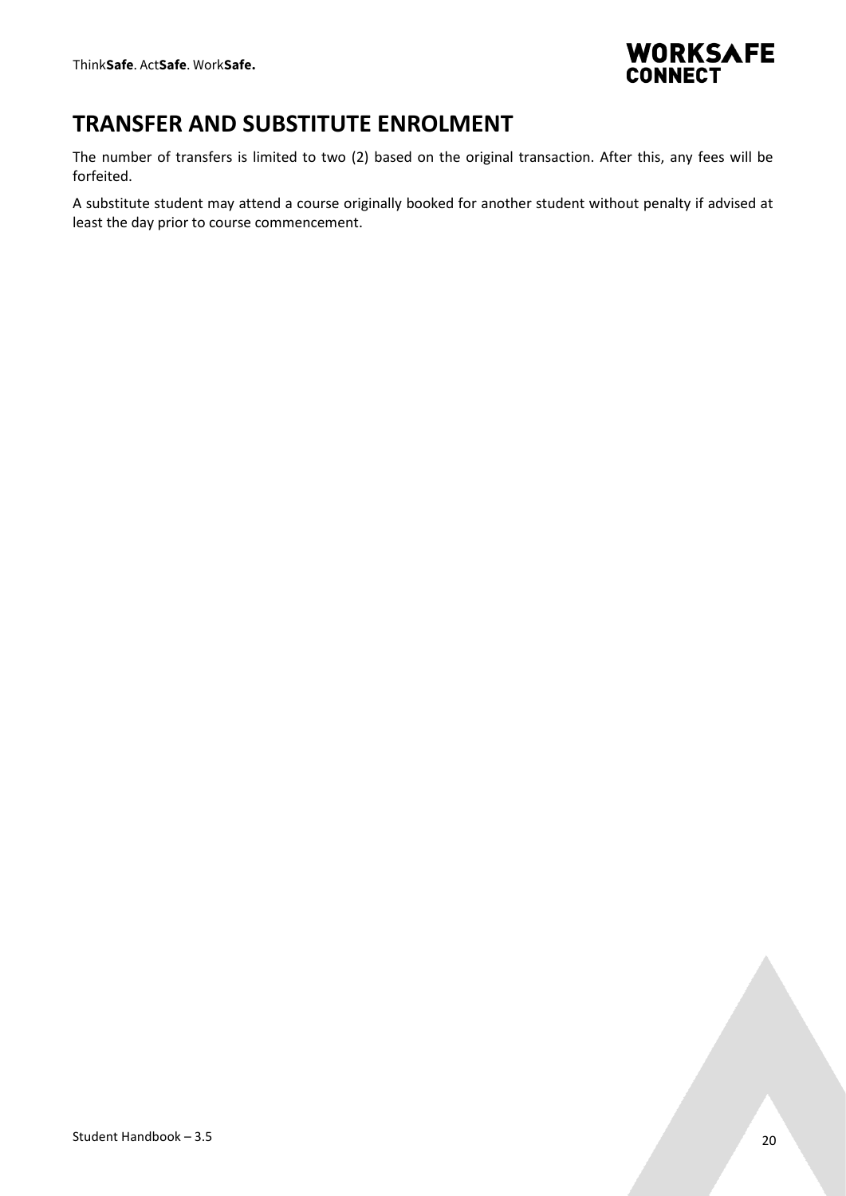# TRANSFER AND SUBSTITUTE ENROLMENT

The number of transfers is limited to two (2) based on the original transaction. After this, any fees will be forfeited.

A substitute student may attend a course originally booked for another student without penalty if advised at least the day prior to course commencement.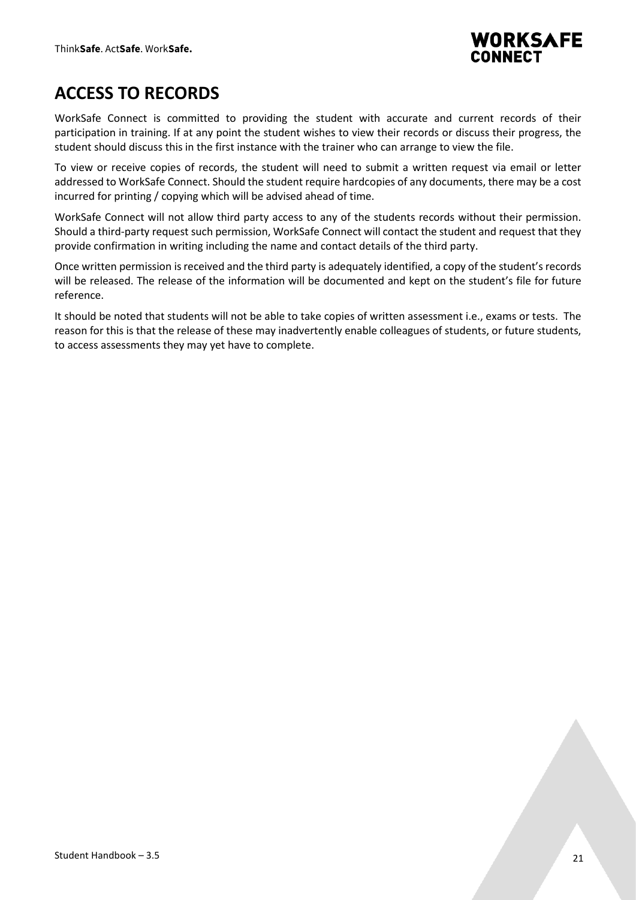# ACCESS TO RECORDS

WorkSafe Connect is committed to providing the student with accurate and current records of their participation in training. If at any point the student wishes to view their records or discuss their progress, the student should discuss this in the first instance with the trainer who can arrange to view the file.

To view or receive copies of records, the student will need to submit a written request via email or letter addressed to WorkSafe Connect. Should the student require hardcopies of any documents, there may be a cost incurred for printing / copying which will be advised ahead of time.

WorkSafe Connect will not allow third party access to any of the students records without their permission. Should a third-party request such permission, WorkSafe Connect will contact the student and request that they provide confirmation in writing including the name and contact details of the third party.

Once written permission is received and the third party is adequately identified, a copy of the student's records will be released. The release of the information will be documented and kept on the student's file for future reference.

It should be noted that students will not be able to take copies of written assessment i.e., exams or tests. The reason for this is that the release of these may inadvertently enable colleagues of students, or future students, to access assessments they may yet have to complete.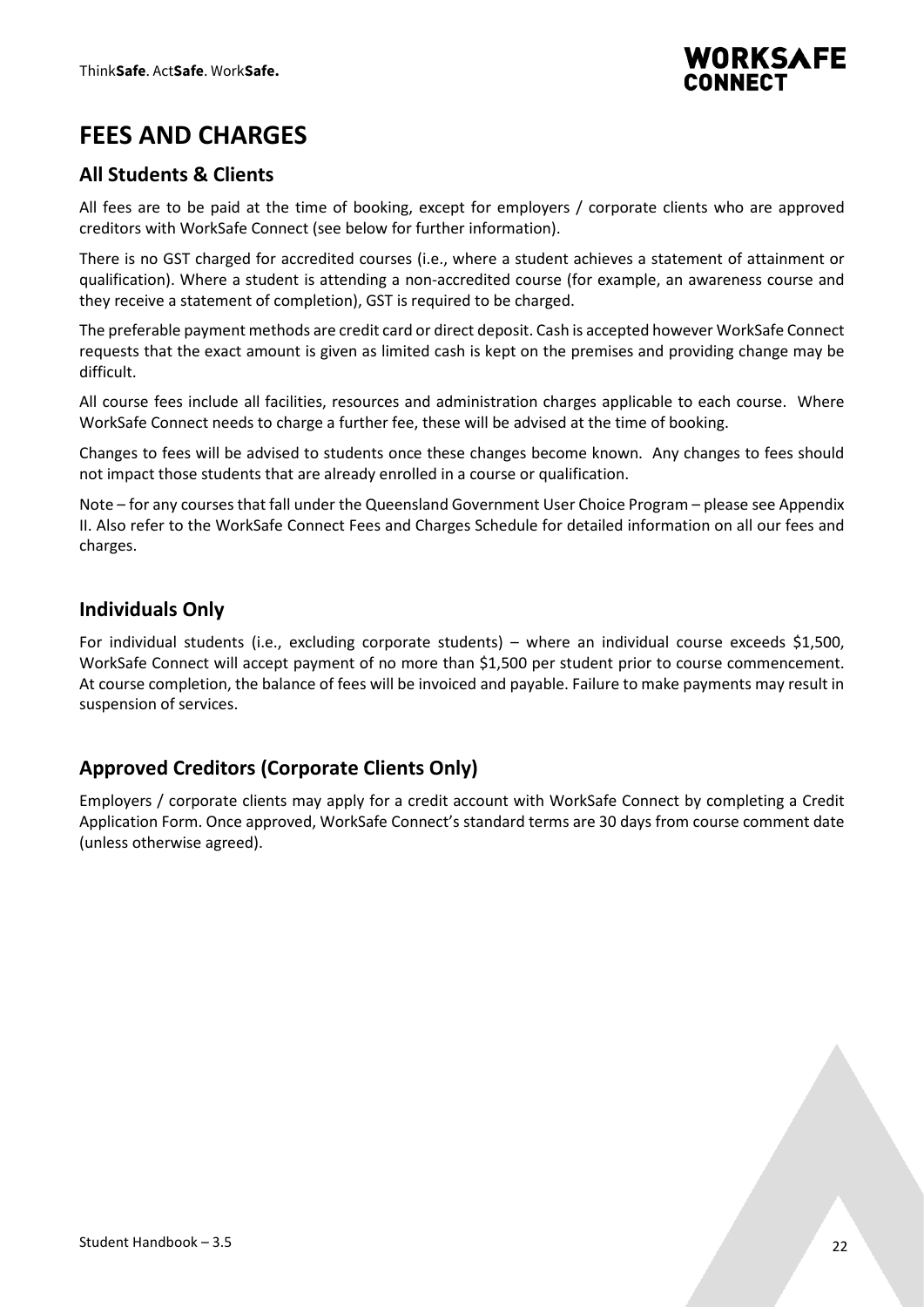# FEES AND CHARGES

## All Students & Clients

All fees are to be paid at the time of booking, except for employers / corporate clients who are approved creditors with WorkSafe Connect (see below for further information).

There is no GST charged for accredited courses (i.e., where a student achieves a statement of attainment or qualification). Where a student is attending a non-accredited course (for example, an awareness course and they receive a statement of completion), GST is required to be charged.

The preferable payment methods are credit card or direct deposit. Cash is accepted however WorkSafe Connect requests that the exact amount is given as limited cash is kept on the premises and providing change may be difficult.

All course fees include all facilities, resources and administration charges applicable to each course. Where WorkSafe Connect needs to charge a further fee, these will be advised at the time of booking.

Changes to fees will be advised to students once these changes become known. Any changes to fees should not impact those students that are already enrolled in a course or qualification.

Note – for any courses that fall under the Queensland Government User Choice Program – please see Appendix II. Also refer to the WorkSafe Connect Fees and Charges Schedule for detailed information on all our fees and charges.

## Individuals Only

For individual students (i.e., excluding corporate students) – where an individual course exceeds $1,500, WorkSafe Connect will accept payment of no more than $1,500 per student prior to course commencement. At course completion, the balance of fees will be invoiced and payable. Failure to make payments may result in suspension of services.

## Approved Creditors (Corporate Clients Only)

Employers / corporate clients may apply for a credit account with WorkSafe Connect by completing a Credit Application Form. Once approved, WorkSafe Connect's standard terms are 30 days from course comment date (unless otherwise agreed).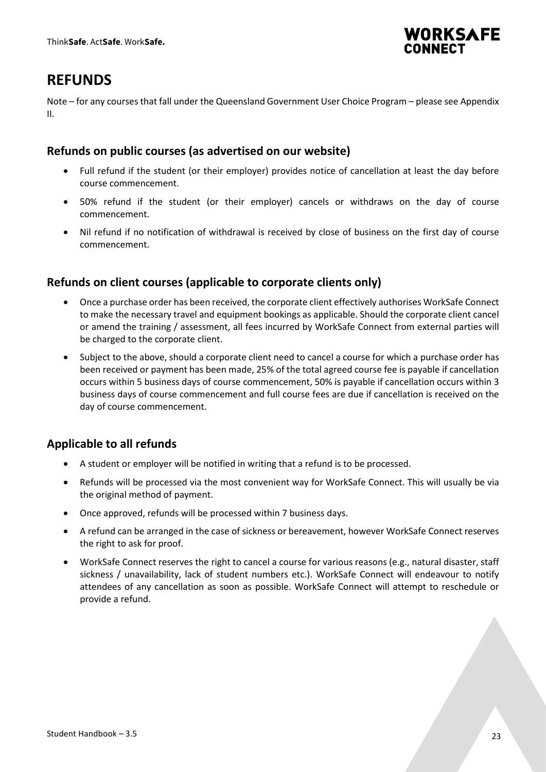# REFUNDS

Note – for any courses that fall under the Queensland Government User Choice Program – please see Appendix II.

## Refunds on public courses (as advertised on our website)

- Full refund if the student (or their employer) provides notice of cancellation at least the day before course commencement.
- 50% refund if the student (or their employer) cancels or withdraws on the day of course commencement.
- Nil refund if no notification of withdrawal is received by close of business on the first day of course commencement.

## Refunds on client courses (applicable to corporate clients only)

- Once a purchase order has been received, the corporate client effectively authorises WorkSafe Connect to make the necessary travel and equipment bookings as applicable. Should the corporate client cancel or amend the training / assessment, all fees incurred by WorkSafe Connect from external parties will be charged to the corporate client.
- Subject to the above, should a corporate client need to cancel a course for which a purchase order has been received or payment has been made, 25% of the total agreed course fee is payable if cancellation occurs within 5 business days of course commencement, 50% is payable if cancellation occurs within 3 business days of course commencement and full course fees are due if cancellation is received on the day of course commencement.

## Applicable to all refunds

- A student or employer will be notified in writing that a refund is to be processed.
- Refunds will be processed via the most convenient way for WorkSafe Connect. This will usually be via the original method of payment.
- Once approved, refunds will be processed within 7 business days.
- A refund can be arranged in the case of sickness or bereavement, however WorkSafe Connect reserves the right to ask for proof.
- WorkSafe Connect reserves the right to cancel a course for various reasons (e.g., natural disaster, staff sickness / unavailability, lack of student numbers etc.). WorkSafe Connect will endeavour to notify attendees of any cancellation as soon as possible. WorkSafe Connect will attempt to reschedule or provide a refund.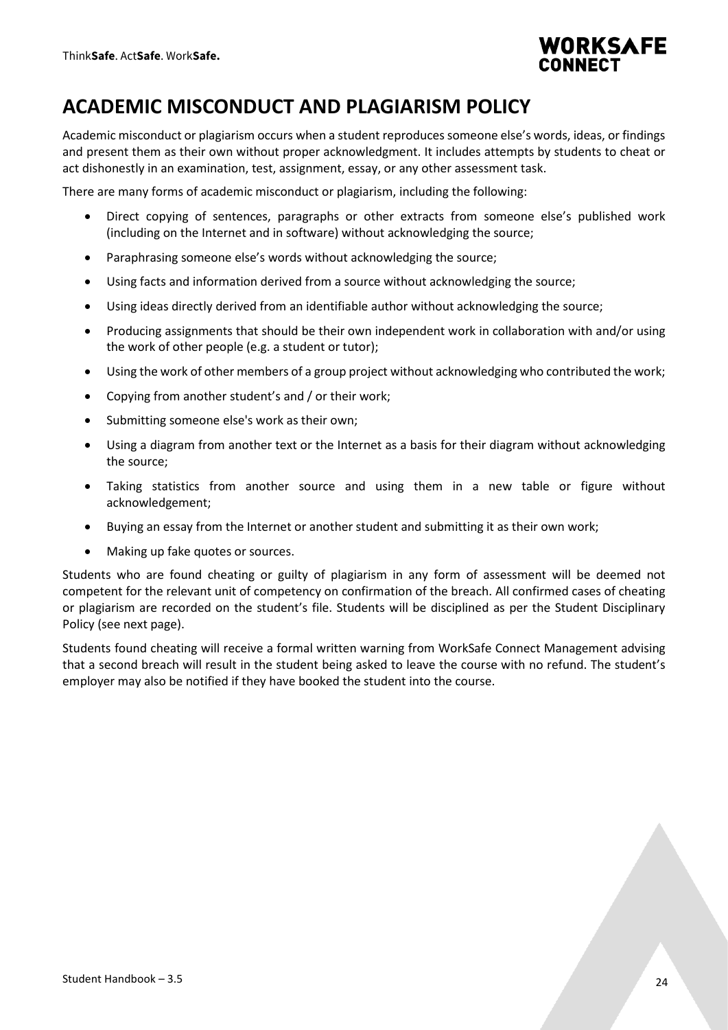# ACADEMIC MISCONDUCT AND PLAGIARISM POLICY

Academic misconduct or plagiarism occurs when a student reproduces someone else's words, ideas, or findings and present them as their own without proper acknowledgment. It includes attempts by students to cheat or act dishonestly in an examination, test, assignment, essay, or any other assessment task.

There are many forms of academic misconduct or plagiarism, including the following:

- Direct copying of sentences, paragraphs or other extracts from someone else's published work (including on the Internet and in software) without acknowledging the source;
- Paraphrasing someone else's words without acknowledging the source;
- Using facts and information derived from a source without acknowledging the source;
- Using ideas directly derived from an identifiable author without acknowledging the source;
- Producing assignments that should be their own independent work in collaboration with and/or using the work of other people (e.g. a student or tutor);
- Using the work of other members of a group project without acknowledging who contributed the work;
- Copying from another student's and / or their work;
- Submitting someone else's work as their own;
- Using a diagram from another text or the Internet as a basis for their diagram without acknowledging the source;
- Taking statistics from another source and using them in a new table or figure without acknowledgement;
- Buying an essay from the Internet or another student and submitting it as their own work;
- Making up fake quotes or sources.

Students who are found cheating or guilty of plagiarism in any form of assessment will be deemed not competent for the relevant unit of competency on confirmation of the breach. All confirmed cases of cheating or plagiarism are recorded on the student's file. Students will be disciplined as per the Student Disciplinary Policy (see next page).

Students found cheating will receive a formal written warning from WorkSafe Connect Management advising that a second breach will result in the student being asked to leave the course with no refund. The student's employer may also be notified if they have booked the student into the course.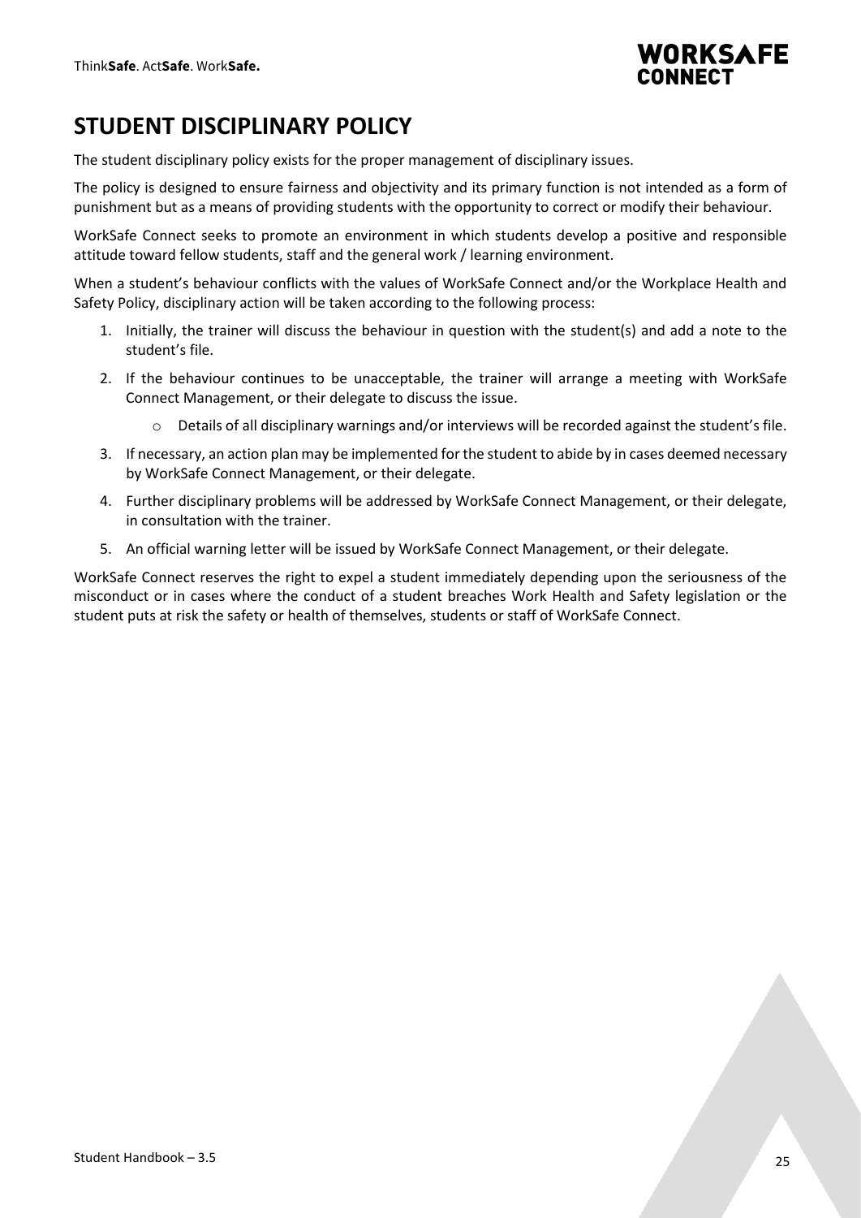# STUDENT DISCIPLINARY POLICY

The student disciplinary policy exists for the proper management of disciplinary issues.

The policy is designed to ensure fairness and objectivity and its primary function is not intended as a form of punishment but as a means of providing students with the opportunity to correct or modify their behaviour.

WorkSafe Connect seeks to promote an environment in which students develop a positive and responsible attitude toward fellow students, staff and the general work / learning environment.

When a student's behaviour conflicts with the values of WorkSafe Connect and/or the Workplace Health and Safety Policy, disciplinary action will be taken according to the following process:

1. Initially, the trainer will discuss the behaviour in question with the student(s) and add a note to the student's file.
2. If the behaviour continues to be unacceptable, the trainer will arrange a meeting with WorkSafe Connect Management, or their delegate to discuss the issue.
   - Details of all disciplinary warnings and/or interviews will be recorded against the student's file.
3. If necessary, an action plan may be implemented for the student to abide by in cases deemed necessary by WorkSafe Connect Management, or their delegate.
4. Further disciplinary problems will be addressed by WorkSafe Connect Management, or their delegate, in consultation with the trainer.
5. An official warning letter will be issued by WorkSafe Connect Management, or their delegate.

WorkSafe Connect reserves the right to expel a student immediately depending upon the seriousness of the misconduct or in cases where the conduct of a student breaches Work Health and Safety legislation or the student puts at risk the safety or health of themselves, students or staff of WorkSafe Connect.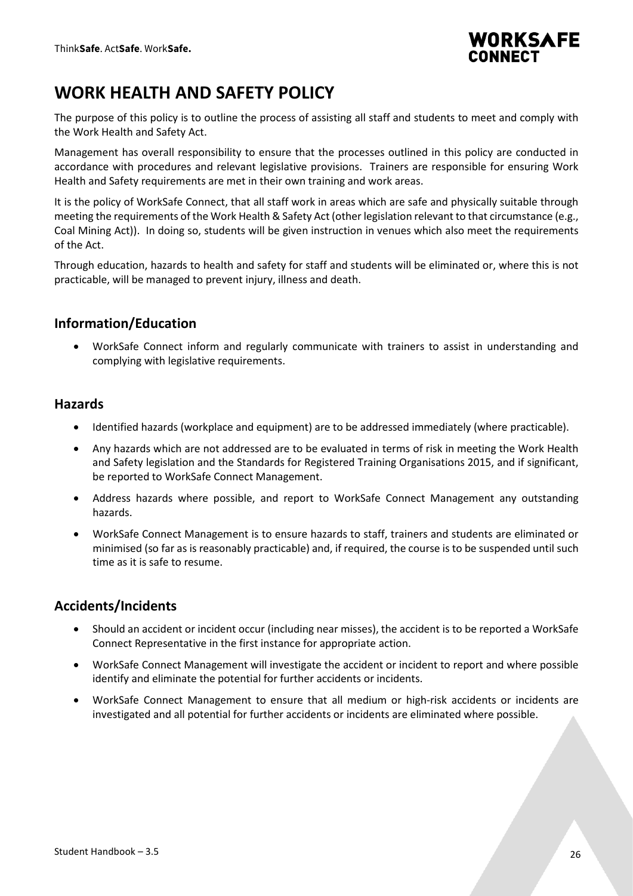# WORK HEALTH AND SAFETY POLICY

The purpose of this policy is to outline the process of assisting all staff and students to meet and comply with the Work Health and Safety Act.

Management has overall responsibility to ensure that the processes outlined in this policy are conducted in accordance with procedures and relevant legislative provisions. Trainers are responsible for ensuring Work Health and Safety requirements are met in their own training and work areas.

It is the policy of WorkSafe Connect, that all staff work in areas which are safe and physically suitable through meeting the requirements of the Work Health & Safety Act (other legislation relevant to that circumstance (e.g., Coal Mining Act)). In doing so, students will be given instruction in venues which also meet the requirements of the Act.

Through education, hazards to health and safety for staff and students will be eliminated or, where this is not practicable, will be managed to prevent injury, illness and death.

## Information/Education

- WorkSafe Connect inform and regularly communicate with trainers to assist in understanding and complying with legislative requirements.

## Hazards

- Identified hazards (workplace and equipment) are to be addressed immediately (where practicable).
- Any hazards which are not addressed are to be evaluated in terms of risk in meeting the Work Health and Safety legislation and the Standards for Registered Training Organisations 2015, and if significant, be reported to WorkSafe Connect Management.
- Address hazards where possible, and report to WorkSafe Connect Management any outstanding hazards.
- WorkSafe Connect Management is to ensure hazards to staff, trainers and students are eliminated or minimised (so far as is reasonably practicable) and, if required, the course is to be suspended until such time as it is safe to resume.

## Accidents/Incidents

- Should an accident or incident occur (including near misses), the accident is to be reported a WorkSafe Connect Representative in the first instance for appropriate action.
- WorkSafe Connect Management will investigate the accident or incident to report and where possible identify and eliminate the potential for further accidents or incidents.
- WorkSafe Connect Management to ensure that all medium or high-risk accidents or incidents are investigated and all potential for further accidents or incidents are eliminated where possible.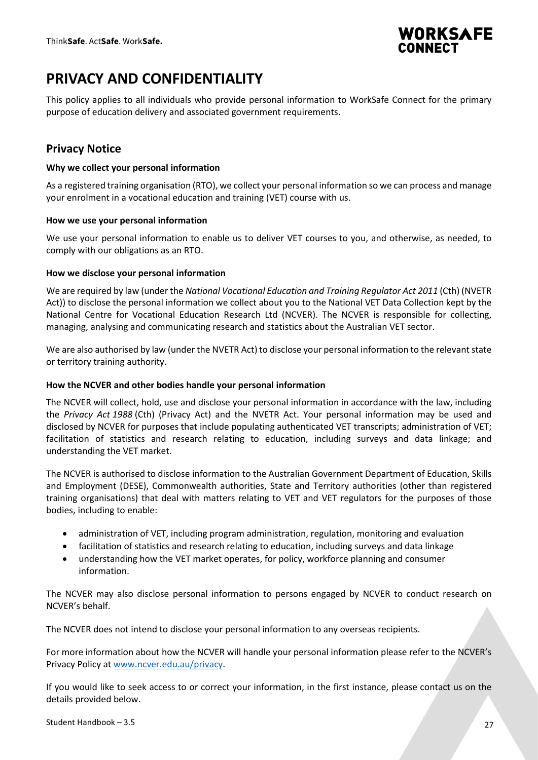# PRIVACY AND CONFIDENTIALITY

This policy applies to all individuals who provide personal information to WorkSafe Connect for the primary purpose of education delivery and associated government requirements.

## Privacy Notice

**Why we collect your personal information**

As a registered training organisation (RTO), we collect your personal information so we can process and manage your enrolment in a vocational education and training (VET) course with us.

**How we use your personal information**

We use your personal information to enable us to deliver VET courses to you, and otherwise, as needed, to comply with our obligations as an RTO.

**How we disclose your personal information**

We are required by law (under the *National Vocational Education and Training Regulator Act 2011* (Cth) (NVETR Act)) to disclose the personal information we collect about you to the National VET Data Collection kept by the National Centre for Vocational Education Research Ltd (NCVER). The NCVER is responsible for collecting, managing, analysing and communicating research and statistics about the Australian VET sector.

We are also authorised by law (under the NVETR Act) to disclose your personal information to the relevant state or territory training authority.

**How the NCVER and other bodies handle your personal information**

The NCVER will collect, hold, use and disclose your personal information in accordance with the law, including the *Privacy Act 1988* (Cth) (Privacy Act) and the NVETR Act. Your personal information may be used and disclosed by NCVER for purposes that include populating authenticated VET transcripts; administration of VET; facilitation of statistics and research relating to education, including surveys and data linkage; and understanding the VET market.

The NCVER is authorised to disclose information to the Australian Government Department of Education, Skills and Employment (DESE), Commonwealth authorities, State and Territory authorities (other than registered training organisations) that deal with matters relating to VET and VET regulators for the purposes of those bodies, including to enable:

- administration of VET, including program administration, regulation, monitoring and evaluation
- facilitation of statistics and research relating to education, including surveys and data linkage
- understanding how the VET market operates, for policy, workforce planning and consumer information.

The NCVER may also disclose personal information to persons engaged by NCVER to conduct research on NCVER's behalf.

The NCVER does not intend to disclose your personal information to any overseas recipients.

For more information about how the NCVER will handle your personal information please refer to the NCVER's Privacy Policy at [www.ncver.edu.au/privacy](www.ncver.edu.au/privacy).

If you would like to seek access to or correct your information, in the first instance, please contact us on the details provided below.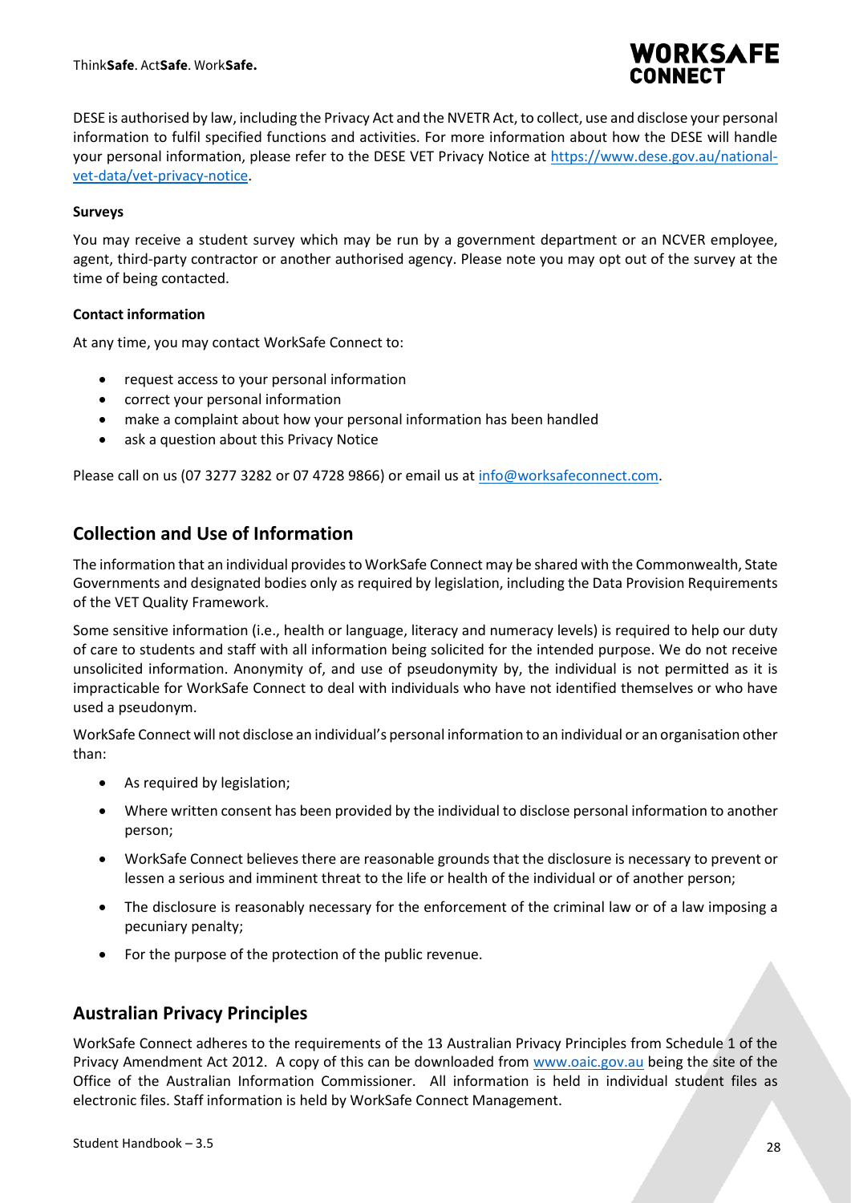DESE is authorised by law, including the Privacy Act and the NVETR Act, to collect, use and disclose your personal information to fulfil specified functions and activities. For more information about how the DESE will handle your personal information, please refer to the DESE VET Privacy Notice at [https://www.dese.gov.au/national-vet-data/vet-privacy-notice](https://www.dese.gov.au/national-vet-data/vet-privacy-notice).

**Surveys**

You may receive a student survey which may be run by a government department or an NCVER employee, agent, third-party contractor or another authorised agency. Please note you may opt out of the survey at the time of being contacted.

**Contact information**

At any time, you may contact WorkSafe Connect to:

- request access to your personal information
- correct your personal information
- make a complaint about how your personal information has been handled
- ask a question about this Privacy Notice

Please call on us (07 3277 3282 or 07 4728 9866) or email us at [info@worksafeconnect.com](mailto:info@worksafeconnect.com).

## Collection and Use of Information

The information that an individual provides to WorkSafe Connect may be shared with the Commonwealth, State Governments and designated bodies only as required by legislation, including the Data Provision Requirements of the VET Quality Framework.

Some sensitive information (i.e., health or language, literacy and numeracy levels) is required to help our duty of care to students and staff with all information being solicited for the intended purpose. We do not receive unsolicited information. Anonymity of, and use of pseudonymity by, the individual is not permitted as it is impracticable for WorkSafe Connect to deal with individuals who have not identified themselves or who have used a pseudonym.

WorkSafe Connect will not disclose an individual's personal information to an individual or an organisation other than:

- As required by legislation;
- Where written consent has been provided by the individual to disclose personal information to another person;
- WorkSafe Connect believes there are reasonable grounds that the disclosure is necessary to prevent or lessen a serious and imminent threat to the life or health of the individual or of another person;
- The disclosure is reasonably necessary for the enforcement of the criminal law or of a law imposing a pecuniary penalty;
- For the purpose of the protection of the public revenue.

## Australian Privacy Principles

WorkSafe Connect adheres to the requirements of the 13 Australian Privacy Principles from Schedule 1 of the Privacy Amendment Act 2012. A copy of this can be downloaded from [www.oaic.gov.au](http://www.oaic.gov.au) being the site of the Office of the Australian Information Commissioner. All information is held in individual student files as electronic files. Staff information is held by WorkSafe Connect Management.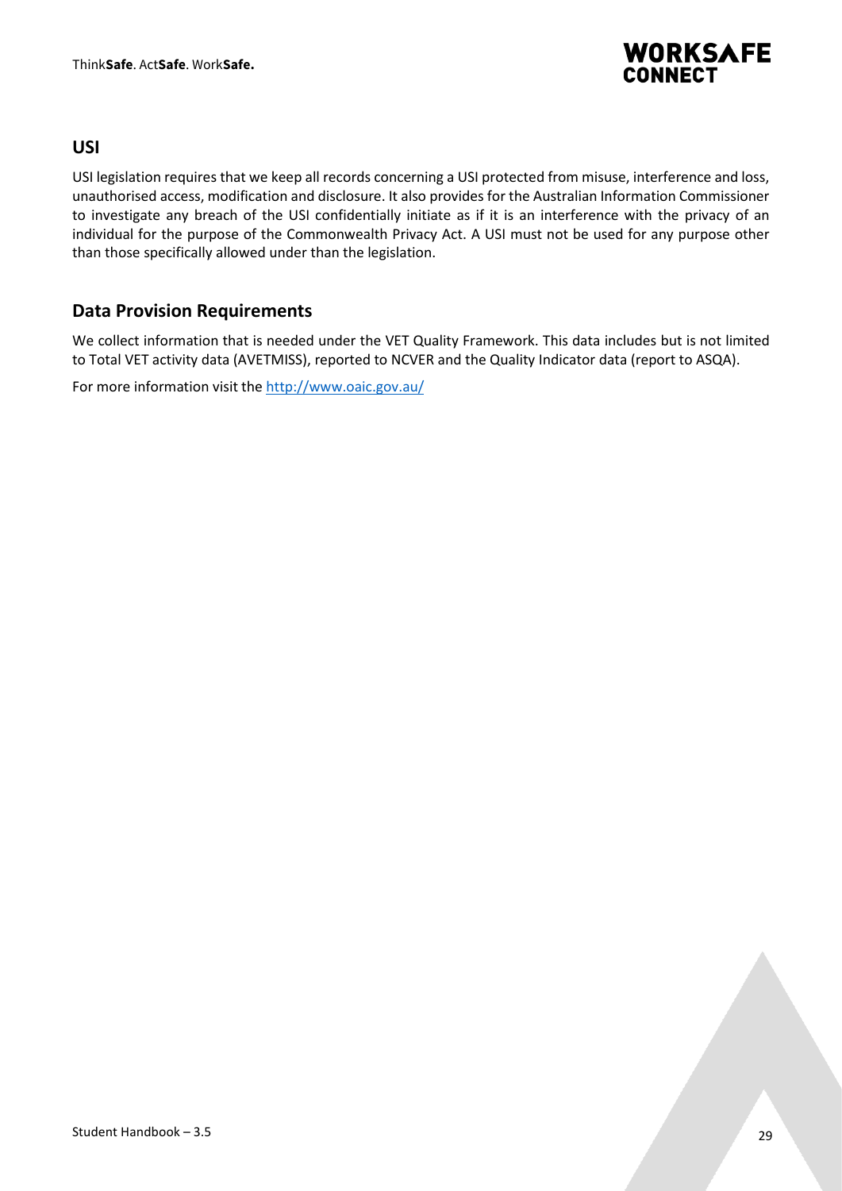## USI

USI legislation requires that we keep all records concerning a USI protected from misuse, interference and loss, unauthorised access, modification and disclosure. It also provides for the Australian Information Commissioner to investigate any breach of the USI confidentially initiate as if it is an interference with the privacy of an individual for the purpose of the Commonwealth Privacy Act. A USI must not be used for any purpose other than those specifically allowed under than the legislation.

## Data Provision Requirements

We collect information that is needed under the VET Quality Framework. This data includes but is not limited to Total VET activity data (AVETMISS), reported to NCVER and the Quality Indicator data (report to ASQA).

For more information visit the [http://www.oaic.gov.au/](http://www.oaic.gov.au/)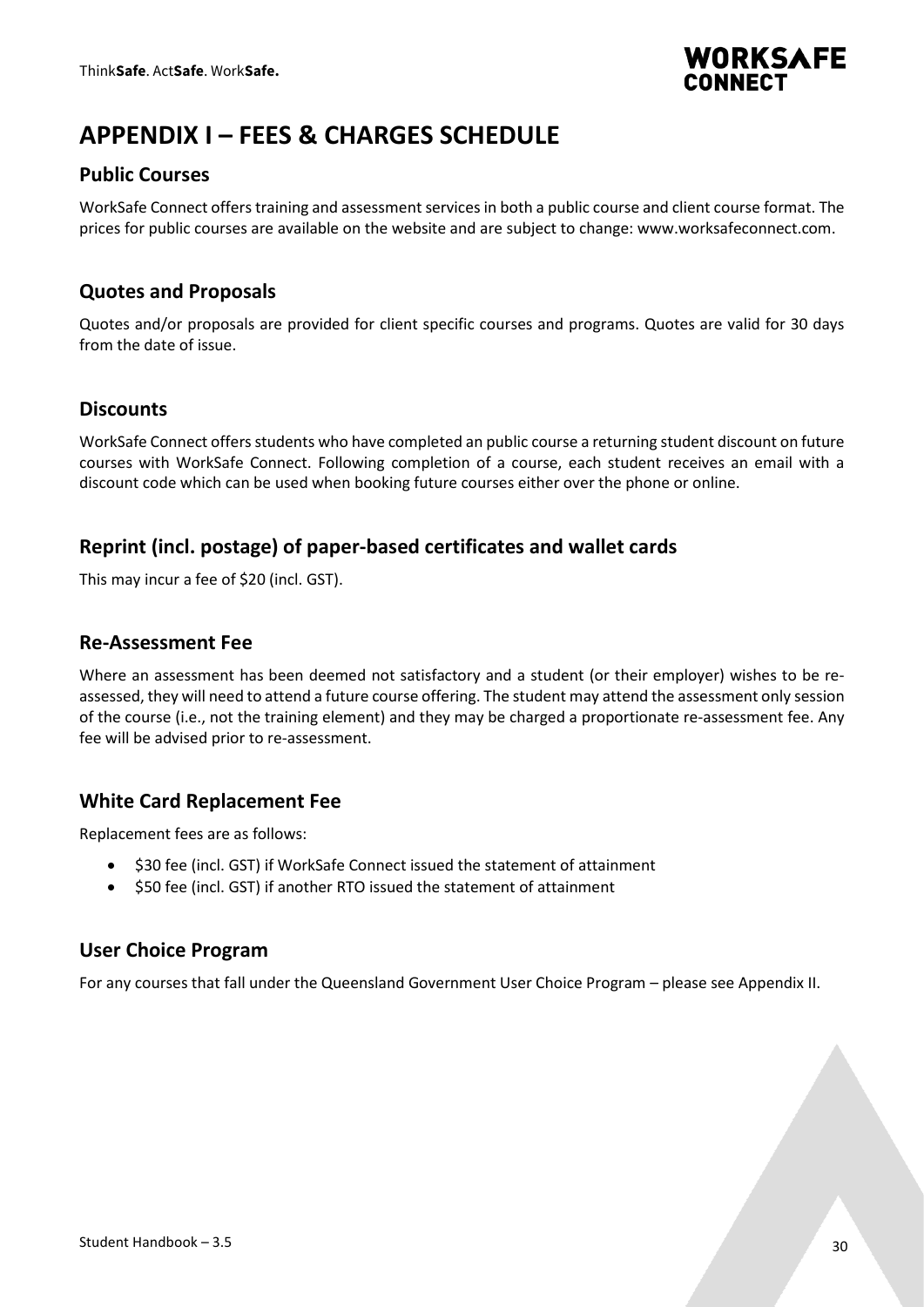# APPENDIX I – FEES & CHARGES SCHEDULE

## Public Courses

WorkSafe Connect offers training and assessment services in both a public course and client course format. The prices for public courses are available on the website and are subject to change: www.worksafeconnect.com.

## Quotes and Proposals

Quotes and/or proposals are provided for client specific courses and programs. Quotes are valid for 30 days from the date of issue.

## Discounts

WorkSafe Connect offers students who have completed an public course a returning student discount on future courses with WorkSafe Connect. Following completion of a course, each student receives an email with a discount code which can be used when booking future courses either over the phone or online.

## Reprint (incl. postage) of paper-based certificates and wallet cards

This may incur a fee of $20 (incl. GST).

## Re-Assessment Fee

Where an assessment has been deemed not satisfactory and a student (or their employer) wishes to be re-assessed, they will need to attend a future course offering. The student may attend the assessment only session of the course (i.e., not the training element) and they may be charged a proportionate re-assessment fee. Any fee will be advised prior to re-assessment.

## White Card Replacement Fee

Replacement fees are as follows:

- $30 fee (incl. GST) if WorkSafe Connect issued the statement of attainment
- $50 fee (incl. GST) if another RTO issued the statement of attainment

## User Choice Program

For any courses that fall under the Queensland Government User Choice Program – please see Appendix II.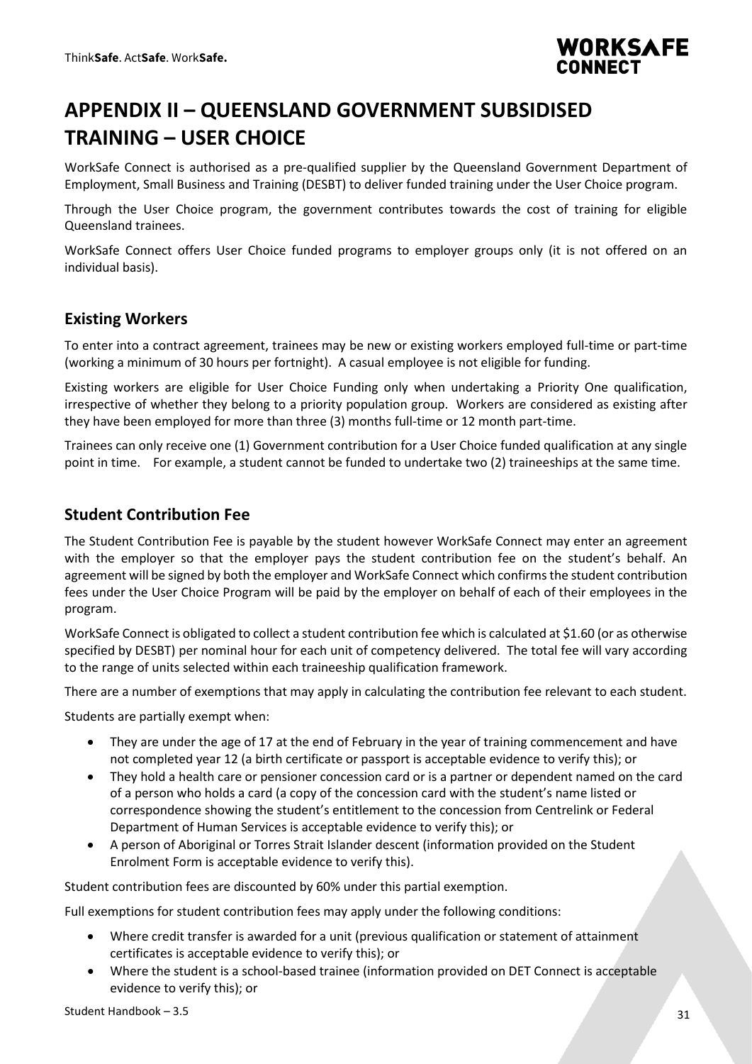# APPENDIX II – QUEENSLAND GOVERNMENT SUBSIDISED TRAINING – USER CHOICE

WorkSafe Connect is authorised as a pre-qualified supplier by the Queensland Government Department of Employment, Small Business and Training (DESBT) to deliver funded training under the User Choice program.

Through the User Choice program, the government contributes towards the cost of training for eligible Queensland trainees.

WorkSafe Connect offers User Choice funded programs to employer groups only (it is not offered on an individual basis).

## Existing Workers

To enter into a contract agreement, trainees may be new or existing workers employed full-time or part-time (working a minimum of 30 hours per fortnight). A casual employee is not eligible for funding.

Existing workers are eligible for User Choice Funding only when undertaking a Priority One qualification, irrespective of whether they belong to a priority population group. Workers are considered as existing after they have been employed for more than three (3) months full-time or 12 month part-time.

Trainees can only receive one (1) Government contribution for a User Choice funded qualification at any single point in time. For example, a student cannot be funded to undertake two (2) traineeships at the same time.

## Student Contribution Fee

The Student Contribution Fee is payable by the student however WorkSafe Connect may enter an agreement with the employer so that the employer pays the student contribution fee on the student's behalf. An agreement will be signed by both the employer and WorkSafe Connect which confirms the student contribution fees under the User Choice Program will be paid by the employer on behalf of each of their employees in the program.

WorkSafe Connect is obligated to collect a student contribution fee which is calculated at $1.60 (or as otherwise specified by DESBT) per nominal hour for each unit of competency delivered. The total fee will vary according to the range of units selected within each traineeship qualification framework.

There are a number of exemptions that may apply in calculating the contribution fee relevant to each student.

Students are partially exempt when:

- They are under the age of 17 at the end of February in the year of training commencement and have not completed year 12 (a birth certificate or passport is acceptable evidence to verify this); or
- They hold a health care or pensioner concession card or is a partner or dependent named on the card of a person who holds a card (a copy of the concession card with the student's name listed or correspondence showing the student's entitlement to the concession from Centrelink or Federal Department of Human Services is acceptable evidence to verify this); or
- A person of Aboriginal or Torres Strait Islander descent (information provided on the Student Enrolment Form is acceptable evidence to verify this).

Student contribution fees are discounted by 60% under this partial exemption.

Full exemptions for student contribution fees may apply under the following conditions:

- Where credit transfer is awarded for a unit (previous qualification or statement of attainment certificates is acceptable evidence to verify this); or
- Where the student is a school-based trainee (information provided on DET Connect is acceptable evidence to verify this); or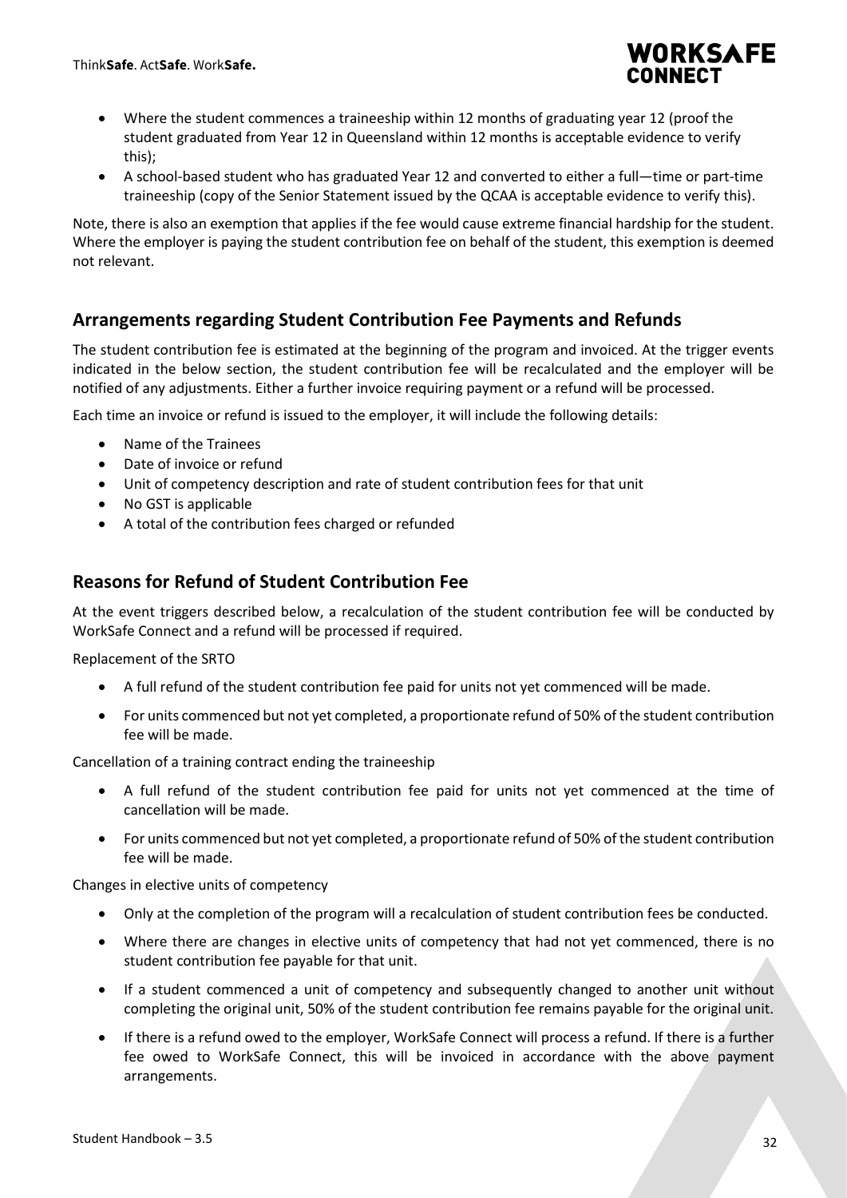- Where the student commences a traineeship within 12 months of graduating year 12 (proof the student graduated from Year 12 in Queensland within 12 months is acceptable evidence to verify this);
- A school-based student who has graduated Year 12 and converted to either a full—time or part-time traineeship (copy of the Senior Statement issued by the QCAA is acceptable evidence to verify this).

Note, there is also an exemption that applies if the fee would cause extreme financial hardship for the student. Where the employer is paying the student contribution fee on behalf of the student, this exemption is deemed not relevant.

## Arrangements regarding Student Contribution Fee Payments and Refunds

The student contribution fee is estimated at the beginning of the program and invoiced. At the trigger events indicated in the below section, the student contribution fee will be recalculated and the employer will be notified of any adjustments. Either a further invoice requiring payment or a refund will be processed.

Each time an invoice or refund is issued to the employer, it will include the following details:

- Name of the Trainees
- Date of invoice or refund
- Unit of competency description and rate of student contribution fees for that unit
- No GST is applicable
- A total of the contribution fees charged or refunded

## Reasons for Refund of Student Contribution Fee

At the event triggers described below, a recalculation of the student contribution fee will be conducted by WorkSafe Connect and a refund will be processed if required.

Replacement of the SRTO

- A full refund of the student contribution fee paid for units not yet commenced will be made.
- For units commenced but not yet completed, a proportionate refund of 50% of the student contribution fee will be made.

Cancellation of a training contract ending the traineeship

- A full refund of the student contribution fee paid for units not yet commenced at the time of cancellation will be made.
- For units commenced but not yet completed, a proportionate refund of 50% of the student contribution fee will be made.

Changes in elective units of competency

- Only at the completion of the program will a recalculation of student contribution fees be conducted.
- Where there are changes in elective units of competency that had not yet commenced, there is no student contribution fee payable for that unit.
- If a student commenced a unit of competency and subsequently changed to another unit without completing the original unit, 50% of the student contribution fee remains payable for the original unit.
- If there is a refund owed to the employer, WorkSafe Connect will process a refund. If there is a further fee owed to WorkSafe Connect, this will be invoiced in accordance with the above payment arrangements.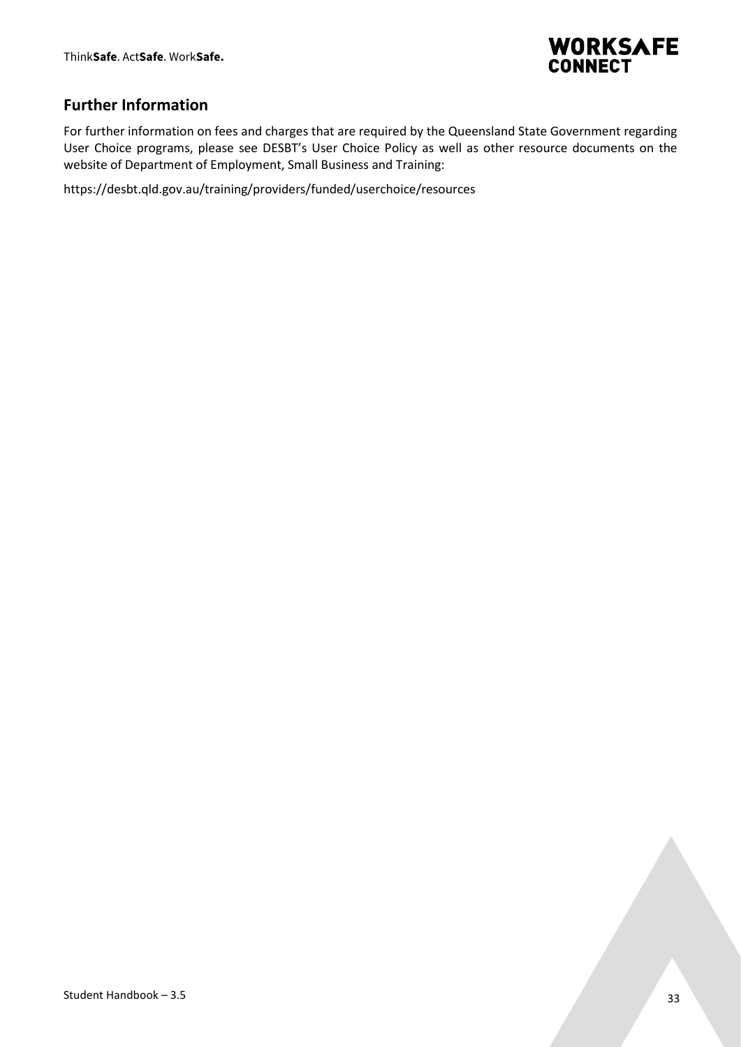## Further Information

For further information on fees and charges that are required by the Queensland State Government regarding User Choice programs, please see DESBT's User Choice Policy as well as other resource documents on the website of Department of Employment, Small Business and Training:

https://desbt.qld.gov.au/training/providers/funded/userchoice/resources